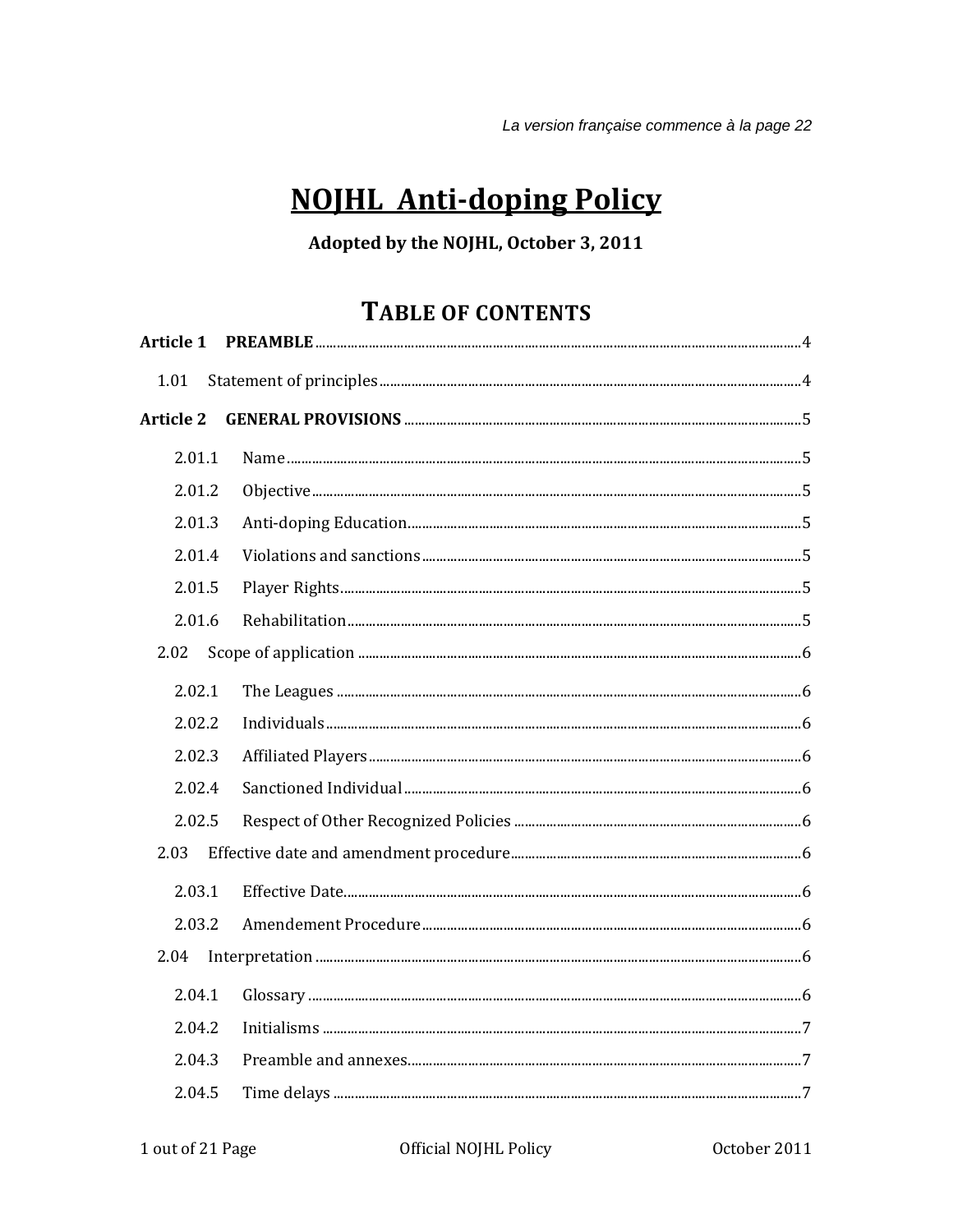*La version française commence à la page 22*

# NOJHL Anti-doping Policy

**Adopted by the NOJHL, October 3, 2011**

## TABLE OF CONTENTS

**Article 1 PREAMBLE** ........ 4

- 1.01 Statement of principles ........ 4

**Article 2 GENERAL PROVISIONS** ........ 5

- 2.01.1 Name ........ 5
- 2.01.2 Objective ........ 5
- 2.01.3 Anti-doping Education ........ 5
- 2.01.4 Violations and sanctions ........ 5
- 2.01.5 Player Rights ........ 5
- 2.01.6 Rehabilitation ........ 5
- 2.02 Scope of application ........ 6
  - 2.02.1 The Leagues ........ 6
  - 2.02.2 Individuals ........ 6
  - 2.02.3 Affiliated Players ........ 6
  - 2.02.4 Sanctioned Individual ........ 6
  - 2.02.5 Respect of Other Recognized Policies ........ 6
- 2.03 Effective date and amendment procedure ........ 6
  - 2.03.1 Effective Date ........ 6
  - 2.03.2 Amendement Procedure ........ 6
- 2.04 Interpretation ........ 6
  - 2.04.1 Glossary ........ 6
  - 2.04.2 Initialisms ........ 7
  - 2.04.3 Preamble and annexes ........ 7
  - 2.04.5 Time delays ........ 7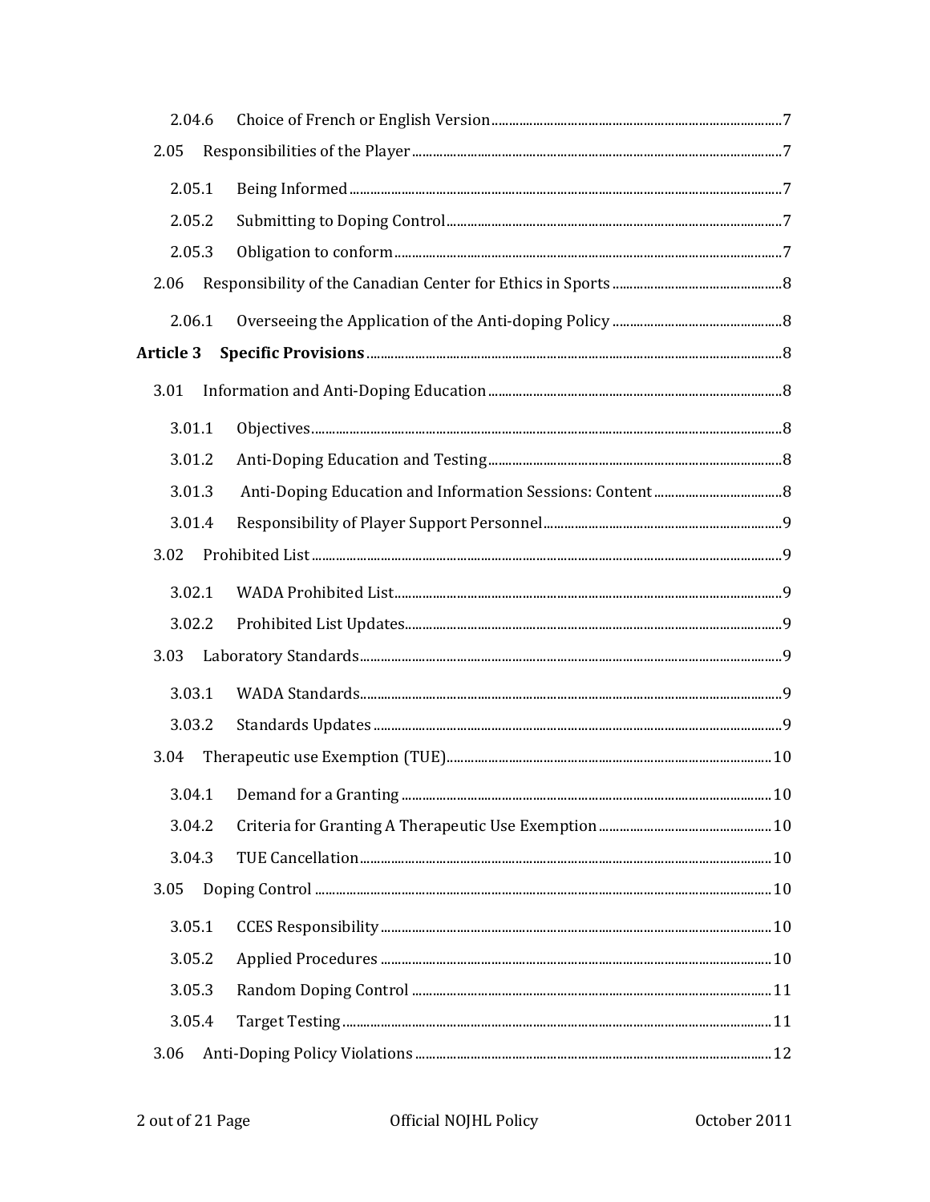| | | |
|---|---|---|
| 2.04.6 | Choice of French or English Version | 7 |
| 2.05 | Responsibilities of the Player | 7 |
| 2.05.1 | Being Informed | 7 |
| 2.05.2 | Submitting to Doping Control | 7 |
| 2.05.3 | Obligation to conform | 7 |
| 2.06 | Responsibility of the Canadian Center for Ethics in Sports | 8 |
| 2.06.1 | Overseeing the Application of the Anti-doping Policy | 8 |
| **Article 3** | **Specific Provisions** | 8 |
| 3.01 | Information and Anti-Doping Education | 8 |
| 3.01.1 | Objectives | 8 |
| 3.01.2 | Anti-Doping Education and Testing | 8 |
| 3.01.3 | Anti-Doping Education and Information Sessions: Content | 8 |
| 3.01.4 | Responsibility of Player Support Personnel | 9 |
| 3.02 | Prohibited List | 9 |
| 3.02.1 | WADA Prohibited List | 9 |
| 3.02.2 | Prohibited List Updates | 9 |
| 3.03 | Laboratory Standards | 9 |
| 3.03.1 | WADA Standards | 9 |
| 3.03.2 | Standards Updates | 9 |
| 3.04 | Therapeutic use Exemption (TUE) | 10 |
| 3.04.1 | Demand for a Granting | 10 |
| 3.04.2 | Criteria for Granting A Therapeutic Use Exemption | 10 |
| 3.04.3 | TUE Cancellation | 10 |
| 3.05 | Doping Control | 10 |
| 3.05.1 | CCES Responsibility | 10 |
| 3.05.2 | Applied Procedures | 10 |
| 3.05.3 | Random Doping Control | 11 |
| 3.05.4 | Target Testing | 11 |
| 3.06 | Anti-Doping Policy Violations | 12 |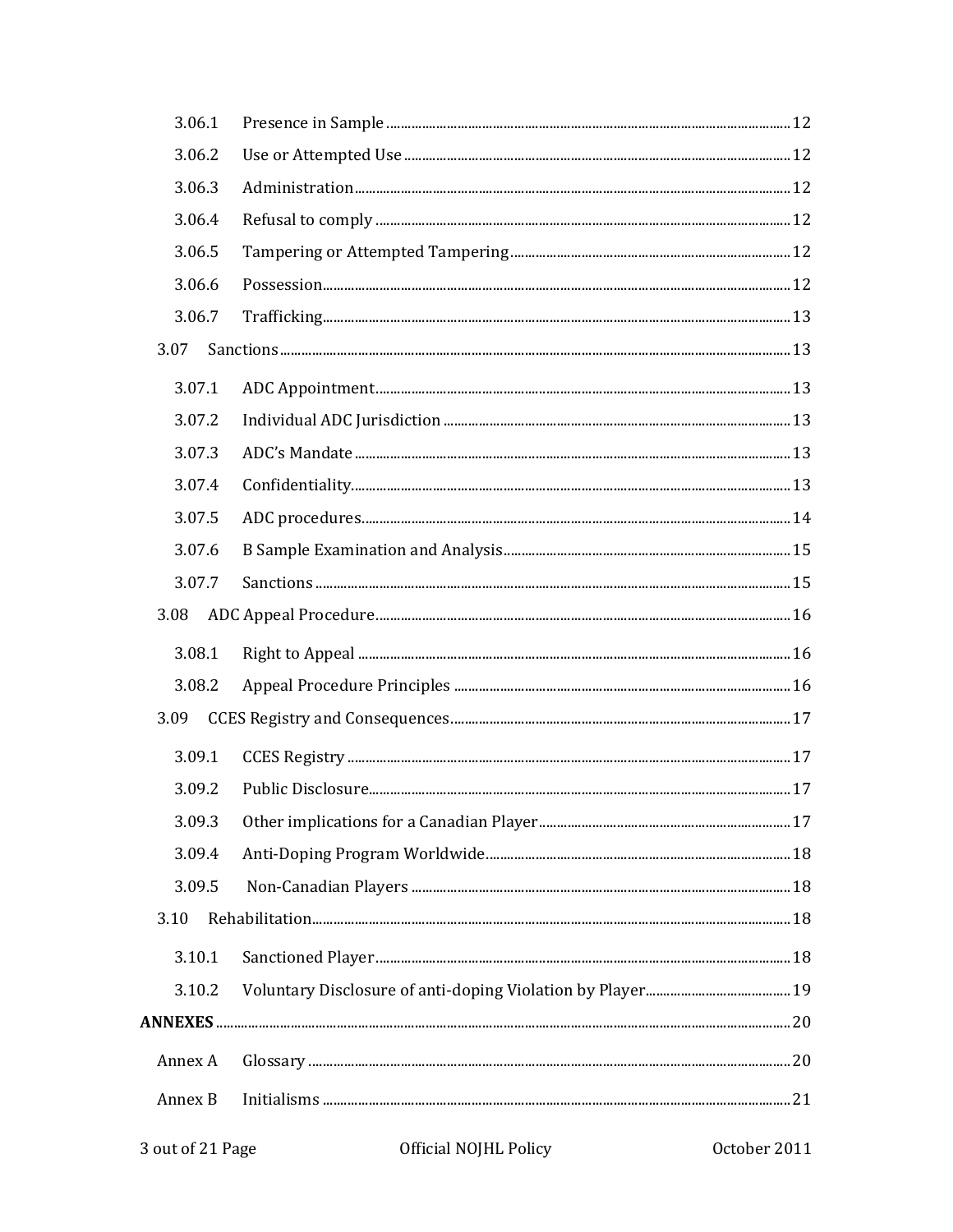- 3.06.1 Presence in Sample ..... 12
- 3.06.2 Use or Attempted Use ..... 12
- 3.06.3 Administration ..... 12
- 3.06.4 Refusal to comply ..... 12
- 3.06.5 Tampering or Attempted Tampering ..... 12
- 3.06.6 Possession ..... 12
- 3.06.7 Trafficking ..... 13

3.07 Sanctions ..... 13

- 3.07.1 ADC Appointment ..... 13
- 3.07.2 Individual ADC Jurisdiction ..... 13
- 3.07.3 ADC's Mandate ..... 13
- 3.07.4 Confidentiality ..... 13
- 3.07.5 ADC procedures ..... 14
- 3.07.6 B Sample Examination and Analysis ..... 15
- 3.07.7 Sanctions ..... 15

3.08 ADC Appeal Procedure ..... 16

- 3.08.1 Right to Appeal ..... 16
- 3.08.2 Appeal Procedure Principles ..... 16

3.09 CCES Registry and Consequences ..... 17

- 3.09.1 CCES Registry ..... 17
- 3.09.2 Public Disclosure ..... 17
- 3.09.3 Other implications for a Canadian Player ..... 17
- 3.09.4 Anti-Doping Program Worldwide ..... 18
- 3.09.5 Non-Canadian Players ..... 18

3.10 Rehabilitation ..... 18

- 3.10.1 Sanctioned Player ..... 18
- 3.10.2 Voluntary Disclosure of anti-doping Violation by Player ..... 19

**ANNEXES** ..... 20

- Annex A Glossary ..... 20
- Annex B Initialisms ..... 21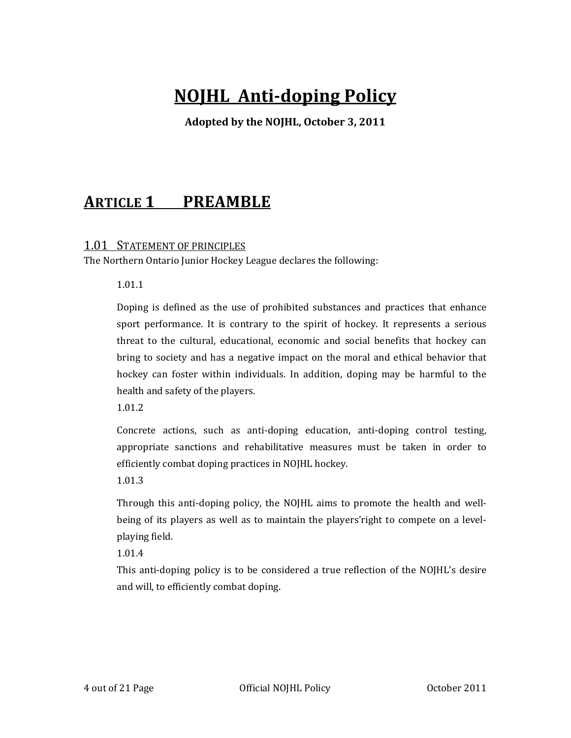# NOJHL Anti-doping Policy

**Adopted by the NOJHL, October 3, 2011**

## ARTICLE 1 PREAMBLE

### 1.01 STATEMENT OF PRINCIPLES

The Northern Ontario Junior Hockey League declares the following:

1.01.1

Doping is defined as the use of prohibited substances and practices that enhance sport performance. It is contrary to the spirit of hockey. It represents a serious threat to the cultural, educational, economic and social benefits that hockey can bring to society and has a negative impact on the moral and ethical behavior that hockey can foster within individuals. In addition, doping may be harmful to the health and safety of the players.

1.01.2

Concrete actions, such as anti-doping education, anti-doping control testing, appropriate sanctions and rehabilitative measures must be taken in order to efficiently combat doping practices in NOJHL hockey.

1.01.3

Through this anti-doping policy, the NOJHL aims to promote the health and well-being of its players as well as to maintain the players'right to compete on a level-playing field.

1.01.4

This anti-doping policy is to be considered a true reflection of the NOJHL's desire and will, to efficiently combat doping.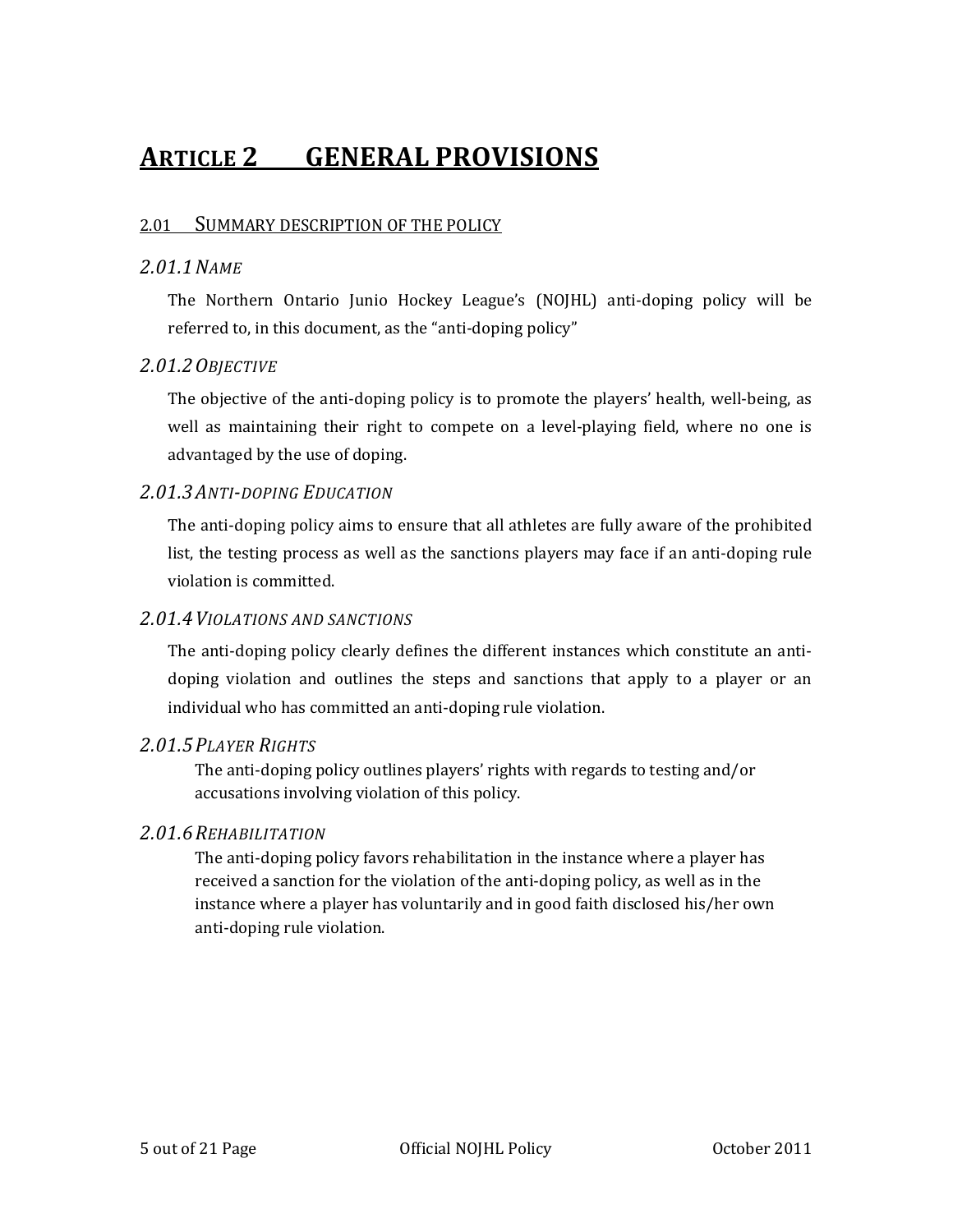# ARTICLE 2 GENERAL PROVISIONS

## 2.01 SUMMARY DESCRIPTION OF THE POLICY

### *2.01.1 NAME*

The Northern Ontario Junio Hockey League's (NOJHL) anti-doping policy will be referred to, in this document, as the "anti-doping policy"

### *2.01.2 OBJECTIVE*

The objective of the anti-doping policy is to promote the players' health, well-being, as well as maintaining their right to compete on a level-playing field, where no one is advantaged by the use of doping.

### *2.01.3 ANTI-DOPING EDUCATION*

The anti-doping policy aims to ensure that all athletes are fully aware of the prohibited list, the testing process as well as the sanctions players may face if an anti-doping rule violation is committed.

### *2.01.4 VIOLATIONS AND SANCTIONS*

The anti-doping policy clearly defines the different instances which constitute an anti-doping violation and outlines the steps and sanctions that apply to a player or an individual who has committed an anti-doping rule violation.

### *2.01.5 PLAYER RIGHTS*

The anti-doping policy outlines players' rights with regards to testing and/or accusations involving violation of this policy.

### *2.01.6 REHABILITATION*

The anti-doping policy favors rehabilitation in the instance where a player has received a sanction for the violation of the anti-doping policy, as well as in the instance where a player has voluntarily and in good faith disclosed his/her own anti-doping rule violation.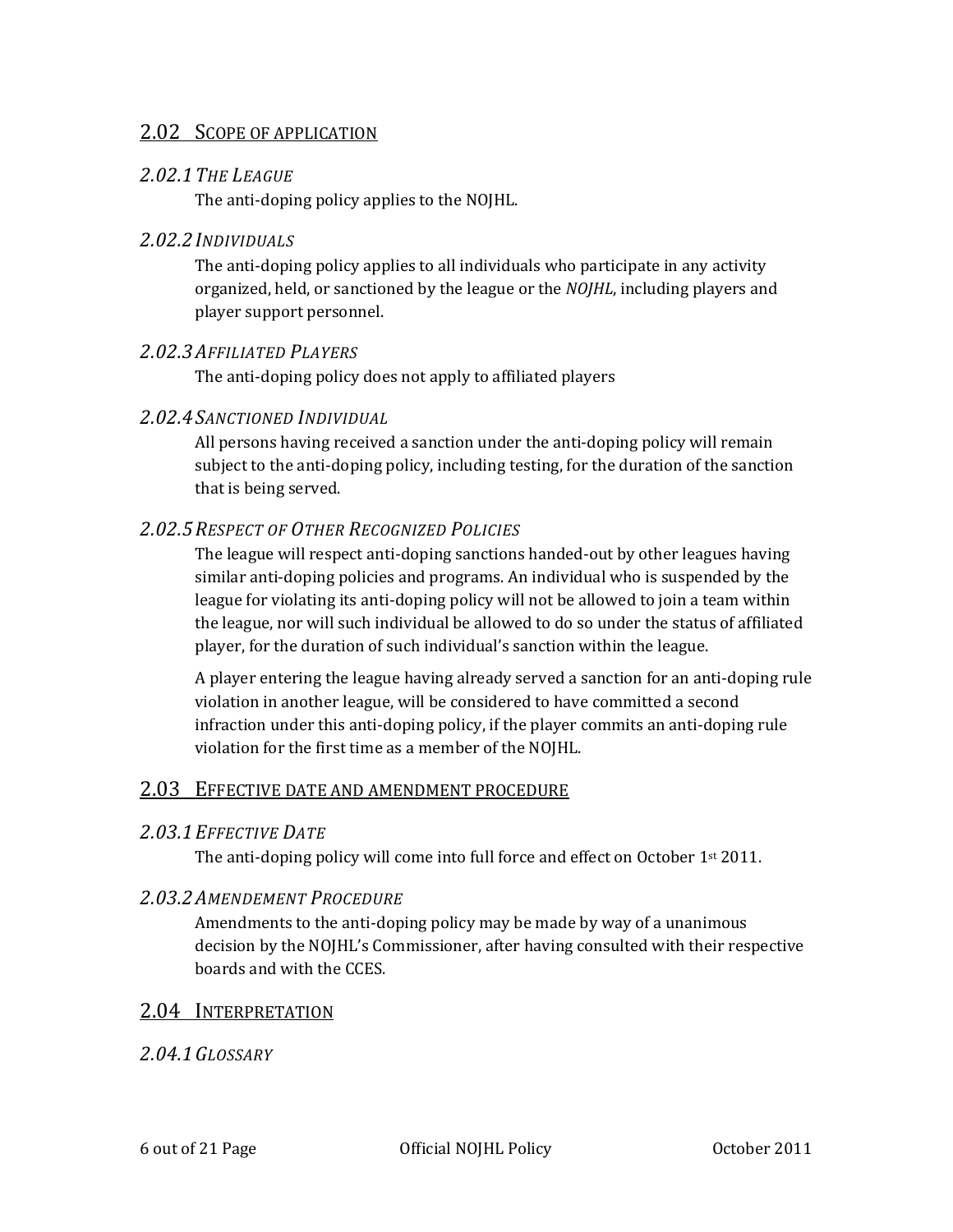## 2.02 Scope of application

### *2.02.1 The League*

The anti-doping policy applies to the NOJHL.

### *2.02.2 Individuals*

The anti-doping policy applies to all individuals who participate in any activity organized, held, or sanctioned by the league or the *NOJHL*, including players and player support personnel.

### *2.02.3 Affiliated Players*

The anti-doping policy does not apply to affiliated players

### *2.02.4 Sanctioned Individual*

All persons having received a sanction under the anti-doping policy will remain subject to the anti-doping policy, including testing, for the duration of the sanction that is being served.

### *2.02.5 Respect of Other Recognized Policies*

The league will respect anti-doping sanctions handed-out by other leagues having similar anti-doping policies and programs. An individual who is suspended by the league for violating its anti-doping policy will not be allowed to join a team within the league, nor will such individual be allowed to do so under the status of affiliated player, for the duration of such individual's sanction within the league.

A player entering the league having already served a sanction for an anti-doping rule violation in another league, will be considered to have committed a second infraction under this anti-doping policy, if the player commits an anti-doping rule violation for the first time as a member of the NOJHL.

## 2.03 Effective date and amendment procedure

### *2.03.1 Effective Date*

The anti-doping policy will come into full force and effect on October 1st 2011.

### *2.03.2 Amendement Procedure*

Amendments to the anti-doping policy may be made by way of a unanimous decision by the NOJHL's Commissioner, after having consulted with their respective boards and with the CCES.

## 2.04 Interpretation

### *2.04.1 Glossary*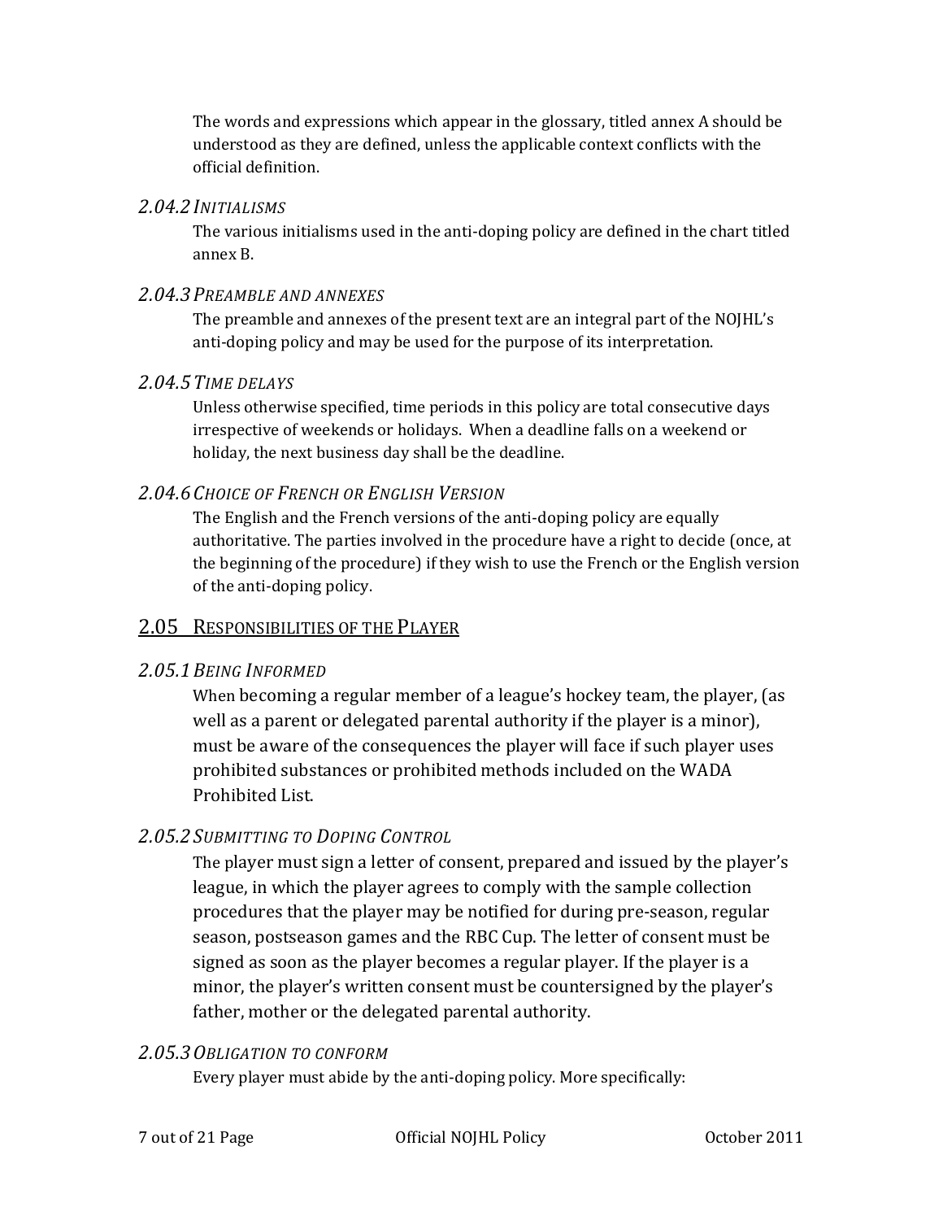The words and expressions which appear in the glossary, titled annex A should be understood as they are defined, unless the applicable context conflicts with the official definition.

### *2.04.2 Initialisms*

The various initialisms used in the anti-doping policy are defined in the chart titled annex B.

### *2.04.3 Preamble and annexes*

The preamble and annexes of the present text are an integral part of the NOJHL's anti-doping policy and may be used for the purpose of its interpretation.

### *2.04.5 Time delays*

Unless otherwise specified, time periods in this policy are total consecutive days irrespective of weekends or holidays. When a deadline falls on a weekend or holiday, the next business day shall be the deadline.

### *2.04.6 Choice of French or English Version*

The English and the French versions of the anti-doping policy are equally authoritative. The parties involved in the procedure have a right to decide (once, at the beginning of the procedure) if they wish to use the French or the English version of the anti-doping policy.

## 2.05 Responsibilities of the Player

### *2.05.1 Being Informed*

When becoming a regular member of a league's hockey team, the player, (as well as a parent or delegated parental authority if the player is a minor), must be aware of the consequences the player will face if such player uses prohibited substances or prohibited methods included on the WADA Prohibited List.

### *2.05.2 Submitting to Doping Control*

The player must sign a letter of consent, prepared and issued by the player's league, in which the player agrees to comply with the sample collection procedures that the player may be notified for during pre-season, regular season, postseason games and the RBC Cup. The letter of consent must be signed as soon as the player becomes a regular player. If the player is a minor, the player's written consent must be countersigned by the player's father, mother or the delegated parental authority.

### *2.05.3 Obligation to conform*

Every player must abide by the anti-doping policy. More specifically: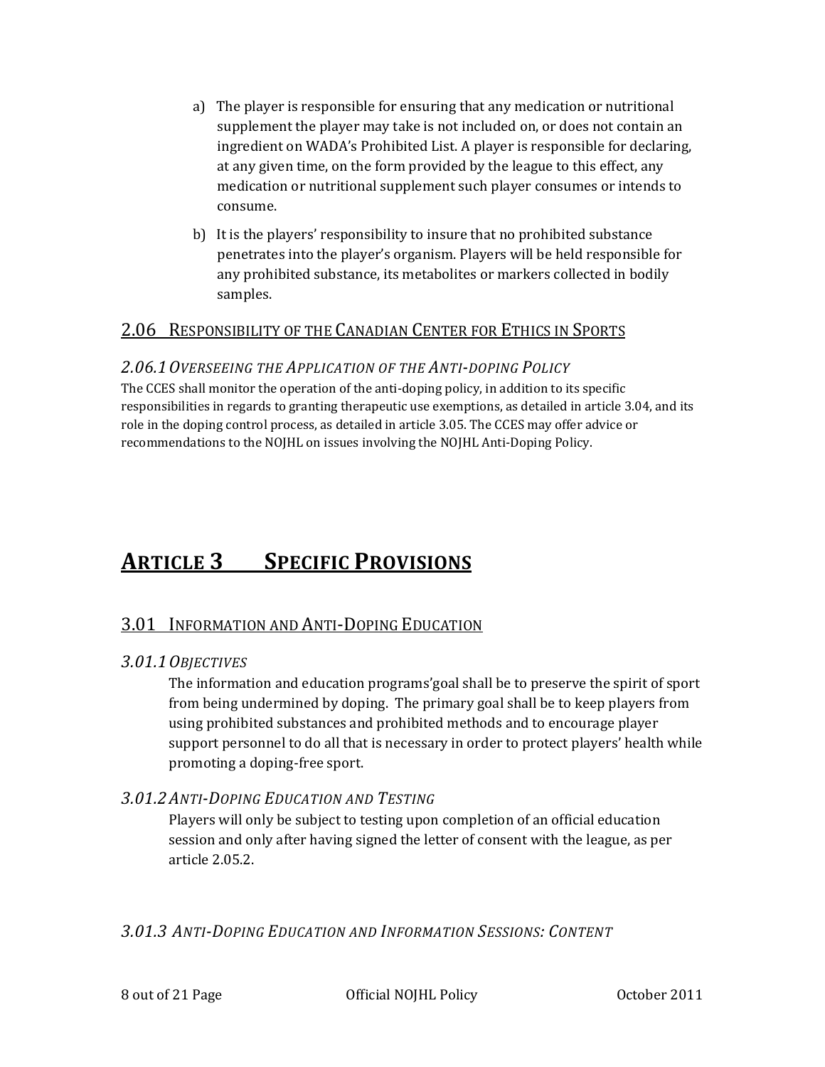a) The player is responsible for ensuring that any medication or nutritional supplement the player may take is not included on, or does not contain an ingredient on WADA's Prohibited List. A player is responsible for declaring, at any given time, on the form provided by the league to this effect, any medication or nutritional supplement such player consumes or intends to consume.

b) It is the players' responsibility to insure that no prohibited substance penetrates into the player's organism. Players will be held responsible for any prohibited substance, its metabolites or markers collected in bodily samples.

## 2.06 Responsibility of the Canadian Center for Ethics in Sports

### *2.06.1 Overseeing the Application of the Anti-doping Policy*

The CCES shall monitor the operation of the anti-doping policy, in addition to its specific responsibilities in regards to granting therapeutic use exemptions, as detailed in article 3.04, and its role in the doping control process, as detailed in article 3.05. The CCES may offer advice or recommendations to the NOJHL on issues involving the NOJHL Anti-Doping Policy.

# Article 3 Specific Provisions

## 3.01 Information and Anti-Doping Education

### *3.01.1 Objectives*

The information and education programs'goal shall be to preserve the spirit of sport from being undermined by doping. The primary goal shall be to keep players from using prohibited substances and prohibited methods and to encourage player support personnel to do all that is necessary in order to protect players' health while promoting a doping-free sport.

### *3.01.2 Anti-Doping Education and Testing*

Players will only be subject to testing upon completion of an official education session and only after having signed the letter of consent with the league, as per article 2.05.2.

### *3.01.3 Anti-Doping Education and Information Sessions: Content*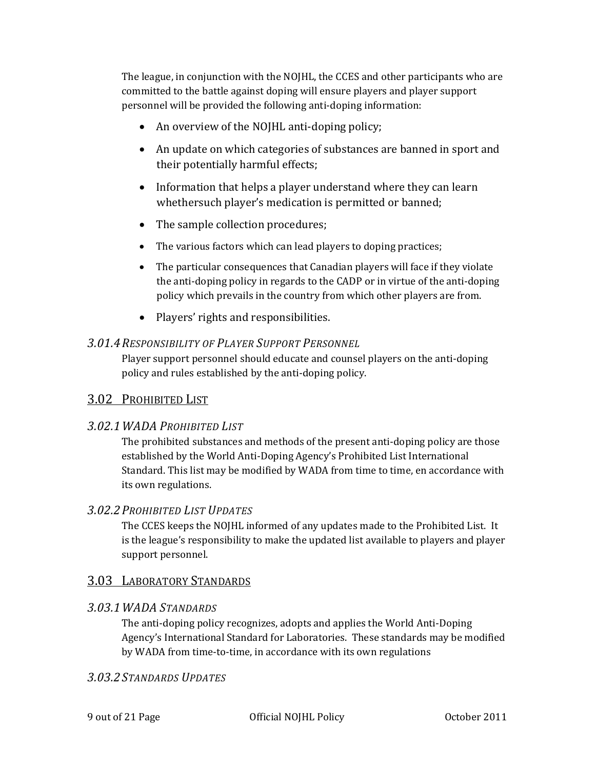The league, in conjunction with the NOJHL, the CCES and other participants who are committed to the battle against doping will ensure players and player support personnel will be provided the following anti-doping information:

- An overview of the NOJHL anti-doping policy;
- An update on which categories of substances are banned in sport and their potentially harmful effects;
- Information that helps a player understand where they can learn whethersuch player's medication is permitted or banned;
- The sample collection procedures;
- The various factors which can lead players to doping practices;
- The particular consequences that Canadian players will face if they violate the anti-doping policy in regards to the CADP or in virtue of the anti-doping policy which prevails in the country from which other players are from.
- Players' rights and responsibilities.

### *3.01.4 Responsibility of Player Support Personnel*

Player support personnel should educate and counsel players on the anti-doping policy and rules established by the anti-doping policy.

## 3.02 Prohibited List

### *3.02.1 WADA Prohibited List*

The prohibited substances and methods of the present anti-doping policy are those established by the World Anti-Doping Agency's Prohibited List International Standard. This list may be modified by WADA from time to time, en accordance with its own regulations.

### *3.02.2 Prohibited List Updates*

The CCES keeps the NOJHL informed of any updates made to the Prohibited List. It is the league's responsibility to make the updated list available to players and player support personnel.

## 3.03 Laboratory Standards

### *3.03.1 WADA Standards*

The anti-doping policy recognizes, adopts and applies the World Anti-Doping Agency's International Standard for Laboratories. These standards may be modified by WADA from time-to-time, in accordance with its own regulations

### *3.03.2 Standards Updates*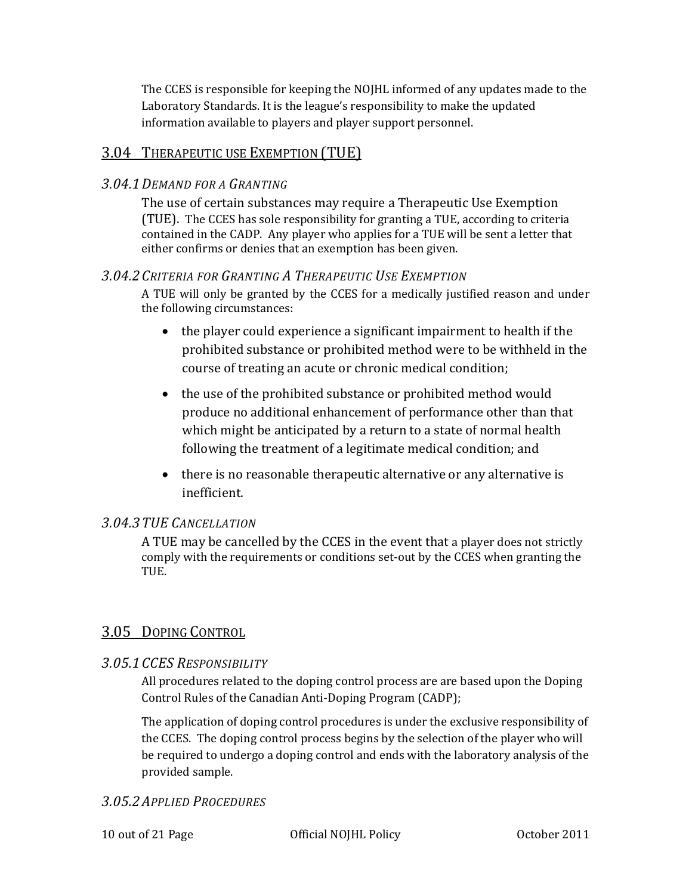The CCES is responsible for keeping the NOJHL informed of any updates made to the Laboratory Standards. It is the league's responsibility to make the updated information available to players and player support personnel.

## 3.04 THERAPEUTIC USE EXEMPTION (TUE)

### *3.04.1 DEMAND FOR A GRANTING*

The use of certain substances may require a Therapeutic Use Exemption (TUE). The CCES has sole responsibility for granting a TUE, according to criteria contained in the CADP. Any player who applies for a TUE will be sent a letter that either confirms or denies that an exemption has been given.

### *3.04.2 CRITERIA FOR GRANTING A THERAPEUTIC USE EXEMPTION*

A TUE will only be granted by the CCES for a medically justified reason and under the following circumstances:

- the player could experience a significant impairment to health if the prohibited substance or prohibited method were to be withheld in the course of treating an acute or chronic medical condition;
- the use of the prohibited substance or prohibited method would produce no additional enhancement of performance other than that which might be anticipated by a return to a state of normal health following the treatment of a legitimate medical condition; and
- there is no reasonable therapeutic alternative or any alternative is inefficient.

### *3.04.3 TUE CANCELLATION*

A TUE may be cancelled by the CCES in the event that a player does not strictly comply with the requirements or conditions set-out by the CCES when granting the TUE.

## 3.05 DOPING CONTROL

### *3.05.1 CCES RESPONSIBILITY*

All procedures related to the doping control process are are based upon the Doping Control Rules of the Canadian Anti-Doping Program (CADP);

The application of doping control procedures is under the exclusive responsibility of the CCES. The doping control process begins by the selection of the player who will be required to undergo a doping control and ends with the laboratory analysis of the provided sample.

### *3.05.2 APPLIED PROCEDURES*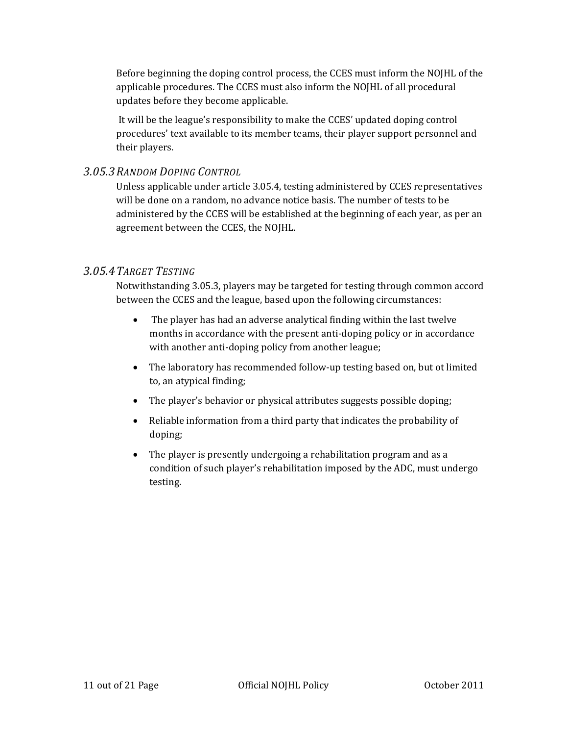Before beginning the doping control process, the CCES must inform the NOJHL of the applicable procedures. The CCES must also inform the NOJHL of all procedural updates before they become applicable.

It will be the league's responsibility to make the CCES' updated doping control procedures' text available to its member teams, their player support personnel and their players.

### *3.05.3 Random Doping Control*

Unless applicable under article 3.05.4, testing administered by CCES representatives will be done on a random, no advance notice basis. The number of tests to be administered by the CCES will be established at the beginning of each year, as per an agreement between the CCES, the NOJHL.

### *3.05.4 Target Testing*

Notwithstanding 3.05.3, players may be targeted for testing through common accord between the CCES and the league, based upon the following circumstances:

- The player has had an adverse analytical finding within the last twelve months in accordance with the present anti-doping policy or in accordance with another anti-doping policy from another league;
- The laboratory has recommended follow-up testing based on, but ot limited to, an atypical finding;
- The player's behavior or physical attributes suggests possible doping;
- Reliable information from a third party that indicates the probability of doping;
- The player is presently undergoing a rehabilitation program and as a condition of such player's rehabilitation imposed by the ADC, must undergo testing.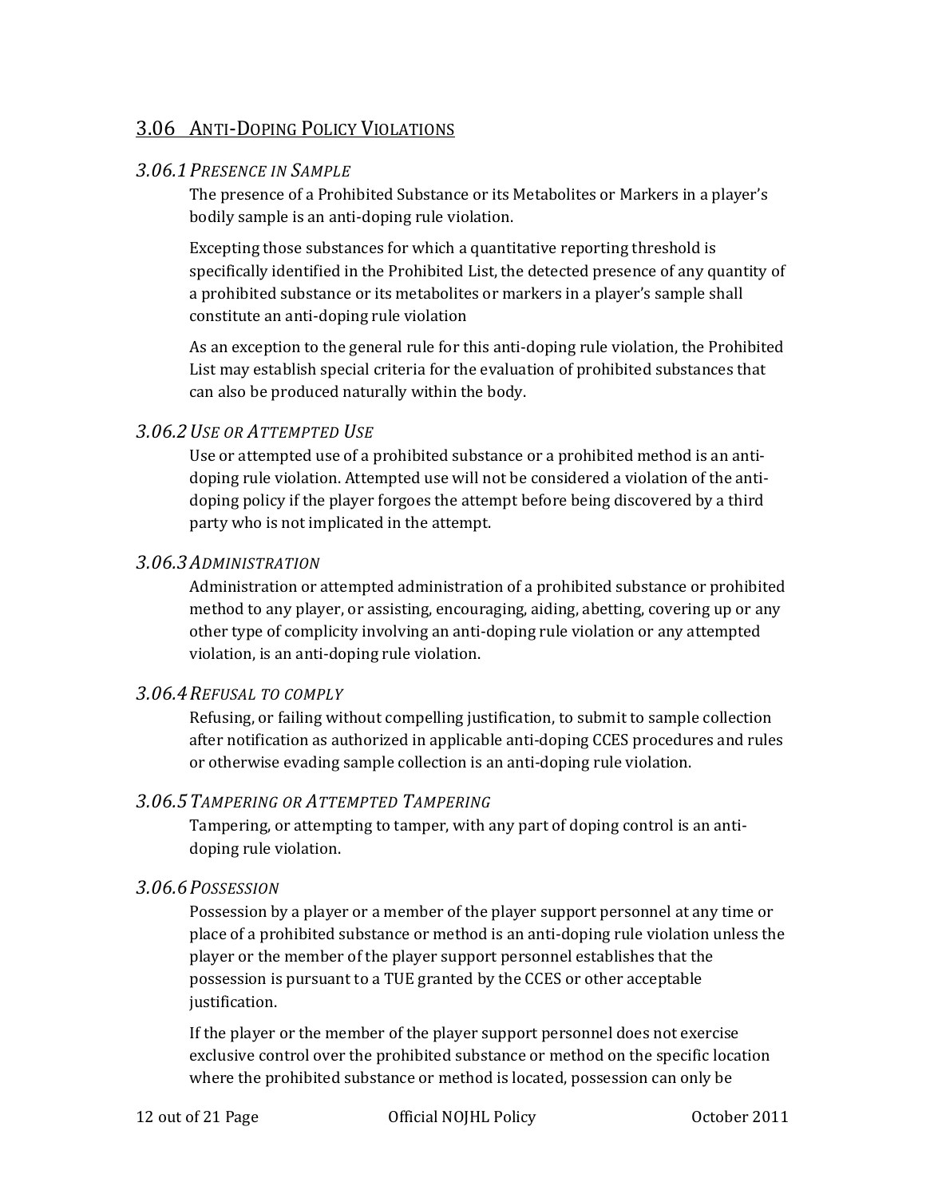## 3.06 Anti-Doping Policy Violations

### *3.06.1 Presence in Sample*

The presence of a Prohibited Substance or its Metabolites or Markers in a player's bodily sample is an anti-doping rule violation.

Excepting those substances for which a quantitative reporting threshold is specifically identified in the Prohibited List, the detected presence of any quantity of a prohibited substance or its metabolites or markers in a player's sample shall constitute an anti-doping rule violation

As an exception to the general rule for this anti-doping rule violation, the Prohibited List may establish special criteria for the evaluation of prohibited substances that can also be produced naturally within the body.

### *3.06.2 Use or Attempted Use*

Use or attempted use of a prohibited substance or a prohibited method is an anti-doping rule violation. Attempted use will not be considered a violation of the anti-doping policy if the player forgoes the attempt before being discovered by a third party who is not implicated in the attempt.

### *3.06.3 Administration*

Administration or attempted administration of a prohibited substance or prohibited method to any player, or assisting, encouraging, aiding, abetting, covering up or any other type of complicity involving an anti-doping rule violation or any attempted violation, is an anti-doping rule violation.

### *3.06.4 Refusal to comply*

Refusing, or failing without compelling justification, to submit to sample collection after notification as authorized in applicable anti-doping CCES procedures and rules or otherwise evading sample collection is an anti-doping rule violation.

### *3.06.5 Tampering or Attempted Tampering*

Tampering, or attempting to tamper, with any part of doping control is an anti-doping rule violation.

### *3.06.6 Possession*

Possession by a player or a member of the player support personnel at any time or place of a prohibited substance or method is an anti-doping rule violation unless the player or the member of the player support personnel establishes that the possession is pursuant to a TUE granted by the CCES or other acceptable justification.

If the player or the member of the player support personnel does not exercise exclusive control over the prohibited substance or method on the specific location where the prohibited substance or method is located, possession can only be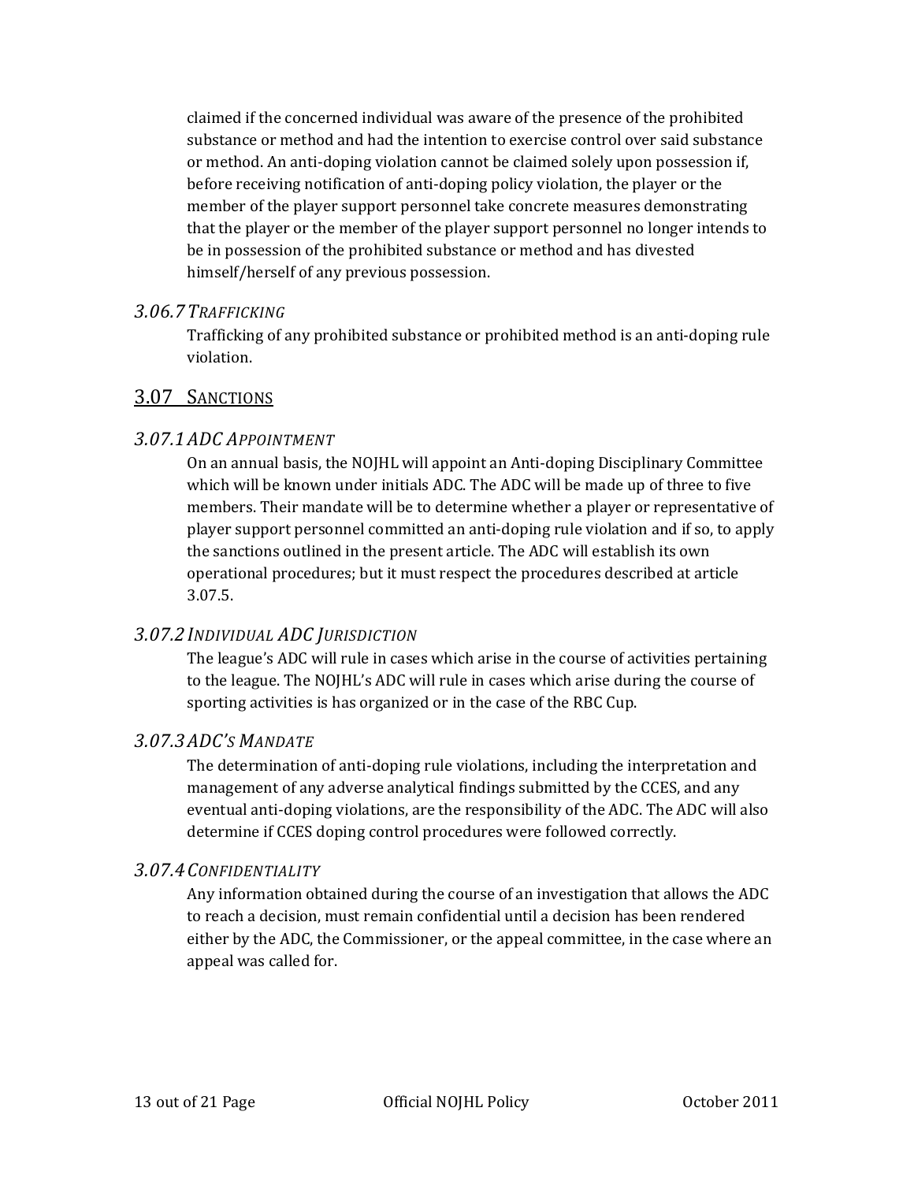claimed if the concerned individual was aware of the presence of the prohibited substance or method and had the intention to exercise control over said substance or method. An anti-doping violation cannot be claimed solely upon possession if, before receiving notification of anti-doping policy violation, the player or the member of the player support personnel take concrete measures demonstrating that the player or the member of the player support personnel no longer intends to be in possession of the prohibited substance or method and has divested himself/herself of any previous possession.

### *3.06.7 Trafficking*

Trafficking of any prohibited substance or prohibited method is an anti-doping rule violation.

## 3.07 Sanctions

### *3.07.1 ADC Appointment*

On an annual basis, the NOJHL will appoint an Anti-doping Disciplinary Committee which will be known under initials ADC. The ADC will be made up of three to five members. Their mandate will be to determine whether a player or representative of player support personnel committed an anti-doping rule violation and if so, to apply the sanctions outlined in the present article. The ADC will establish its own operational procedures; but it must respect the procedures described at article 3.07.5.

### *3.07.2 Individual ADC Jurisdiction*

The league's ADC will rule in cases which arise in the course of activities pertaining to the league. The NOJHL's ADC will rule in cases which arise during the course of sporting activities is has organized or in the case of the RBC Cup.

### *3.07.3 ADC's Mandate*

The determination of anti-doping rule violations, including the interpretation and management of any adverse analytical findings submitted by the CCES, and any eventual anti-doping violations, are the responsibility of the ADC. The ADC will also determine if CCES doping control procedures were followed correctly.

### *3.07.4 Confidentiality*

Any information obtained during the course of an investigation that allows the ADC to reach a decision, must remain confidential until a decision has been rendered either by the ADC, the Commissioner, or the appeal committee, in the case where an appeal was called for.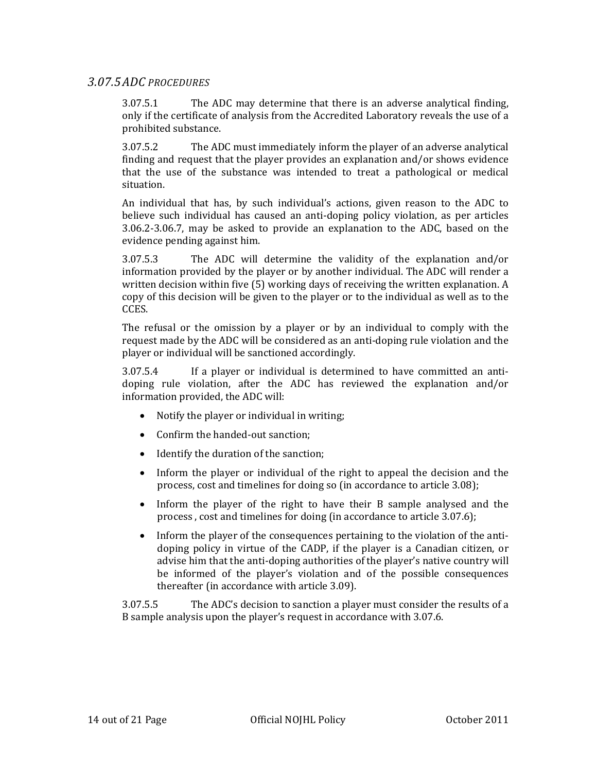### *3.07.5 ADC PROCEDURES*

3.07.5.1 The ADC may determine that there is an adverse analytical finding, only if the certificate of analysis from the Accredited Laboratory reveals the use of a prohibited substance.

3.07.5.2 The ADC must immediately inform the player of an adverse analytical finding and request that the player provides an explanation and/or shows evidence that the use of the substance was intended to treat a pathological or medical situation.

An individual that has, by such individual's actions, given reason to the ADC to believe such individual has caused an anti-doping policy violation, as per articles 3.06.2-3.06.7, may be asked to provide an explanation to the ADC, based on the evidence pending against him.

3.07.5.3 The ADC will determine the validity of the explanation and/or information provided by the player or by another individual. The ADC will render a written decision within five (5) working days of receiving the written explanation. A copy of this decision will be given to the player or to the individual as well as to the CCES.

The refusal or the omission by a player or by an individual to comply with the request made by the ADC will be considered as an anti-doping rule violation and the player or individual will be sanctioned accordingly.

3.07.5.4 If a player or individual is determined to have committed an anti-doping rule violation, after the ADC has reviewed the explanation and/or information provided, the ADC will:

- Notify the player or individual in writing;
- Confirm the handed-out sanction;
- Identify the duration of the sanction;
- Inform the player or individual of the right to appeal the decision and the process, cost and timelines for doing so (in accordance to article 3.08);
- Inform the player of the right to have their B sample analysed and the process , cost and timelines for doing (in accordance to article 3.07.6);
- Inform the player of the consequences pertaining to the violation of the anti-doping policy in virtue of the CADP, if the player is a Canadian citizen, or advise him that the anti-doping authorities of the player's native country will be informed of the player's violation and of the possible consequences thereafter (in accordance with article 3.09).

3.07.5.5 The ADC's decision to sanction a player must consider the results of a B sample analysis upon the player's request in accordance with 3.07.6.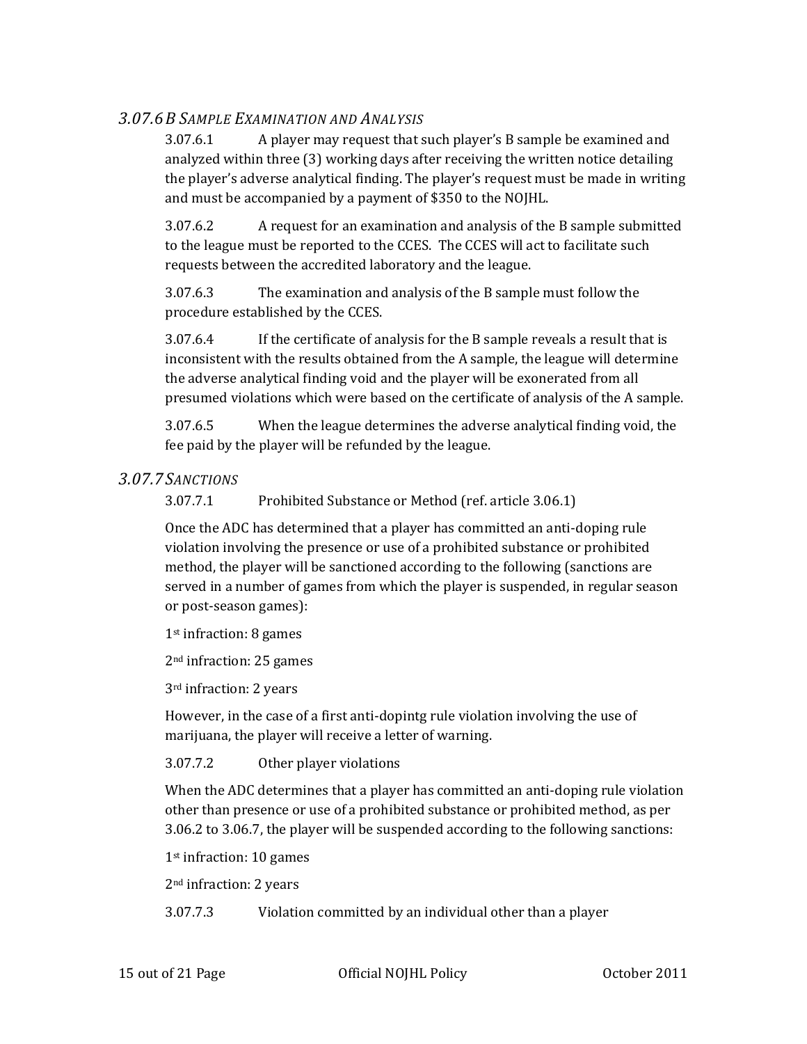### *3.07.6 B Sample Examination and Analysis*

3.07.6.1 A player may request that such player's B sample be examined and analyzed within three (3) working days after receiving the written notice detailing the player's adverse analytical finding. The player's request must be made in writing and must be accompanied by a payment of $350 to the NOJHL.

3.07.6.2 A request for an examination and analysis of the B sample submitted to the league must be reported to the CCES. The CCES will act to facilitate such requests between the accredited laboratory and the league.

3.07.6.3 The examination and analysis of the B sample must follow the procedure established by the CCES.

3.07.6.4 If the certificate of analysis for the B sample reveals a result that is inconsistent with the results obtained from the A sample, the league will determine the adverse analytical finding void and the player will be exonerated from all presumed violations which were based on the certificate of analysis of the A sample.

3.07.6.5 When the league determines the adverse analytical finding void, the fee paid by the player will be refunded by the league.

### *3.07.7 Sanctions*

3.07.7.1 Prohibited Substance or Method (ref. article 3.06.1)

Once the ADC has determined that a player has committed an anti-doping rule violation involving the presence or use of a prohibited substance or prohibited method, the player will be sanctioned according to the following (sanctions are served in a number of games from which the player is suspended, in regular season or post-season games):

1st infraction: 8 games

2nd infraction: 25 games

3rd infraction: 2 years

However, in the case of a first anti-dopintg rule violation involving the use of marijuana, the player will receive a letter of warning.

3.07.7.2 Other player violations

When the ADC determines that a player has committed an anti-doping rule violation other than presence or use of a prohibited substance or prohibited method, as per 3.06.2 to 3.06.7, the player will be suspended according to the following sanctions:

1st infraction: 10 games

2nd infraction: 2 years

3.07.7.3 Violation committed by an individual other than a player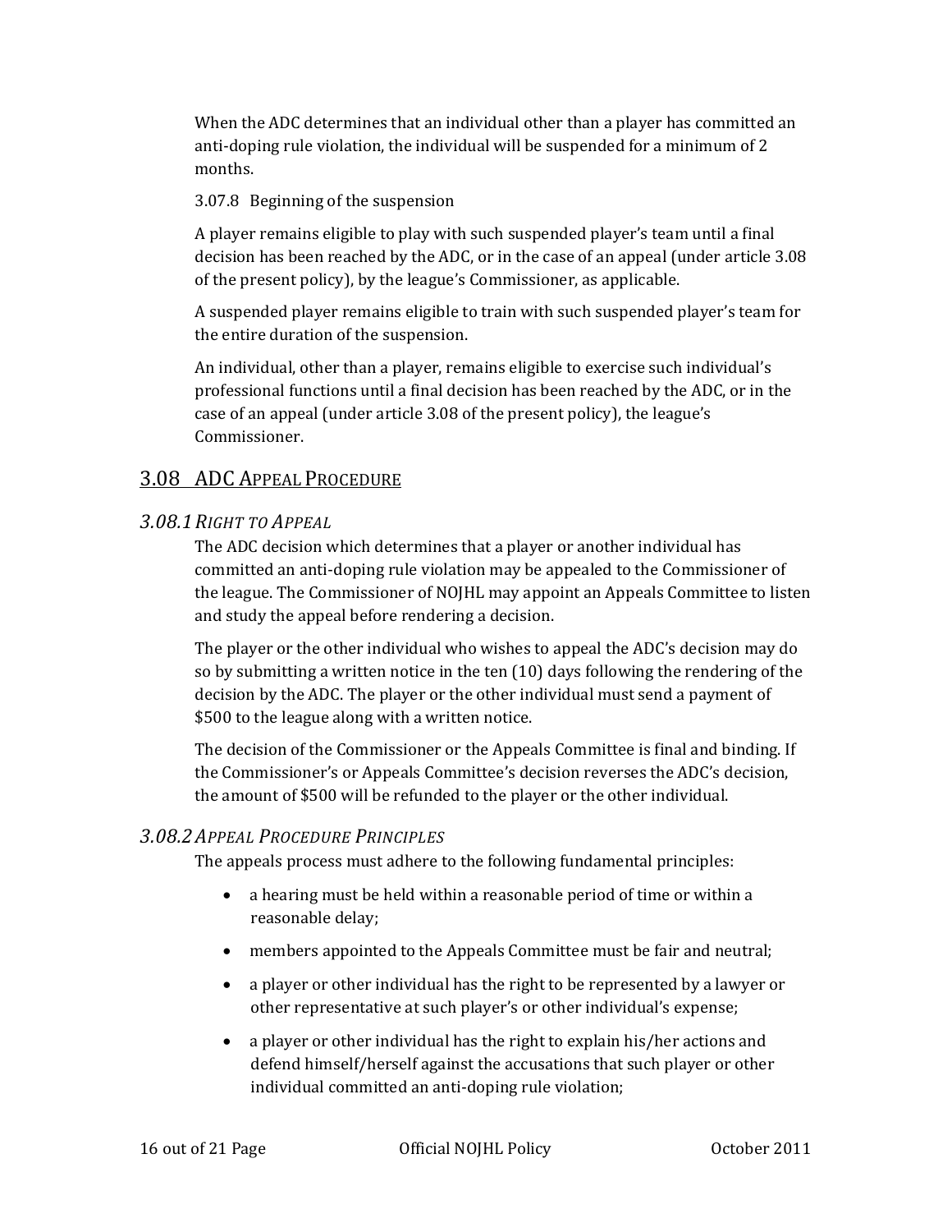When the ADC determines that an individual other than a player has committed an anti-doping rule violation, the individual will be suspended for a minimum of 2 months.

3.07.8 Beginning of the suspension

A player remains eligible to play with such suspended player's team until a final decision has been reached by the ADC, or in the case of an appeal (under article 3.08 of the present policy), by the league's Commissioner, as applicable.

A suspended player remains eligible to train with such suspended player's team for the entire duration of the suspension.

An individual, other than a player, remains eligible to exercise such individual's professional functions until a final decision has been reached by the ADC, or in the case of an appeal (under article 3.08 of the present policy), the league's Commissioner.

## 3.08 ADC Appeal Procedure

### *3.08.1 Right to Appeal*

The ADC decision which determines that a player or another individual has committed an anti-doping rule violation may be appealed to the Commissioner of the league. The Commissioner of NOJHL may appoint an Appeals Committee to listen and study the appeal before rendering a decision.

The player or the other individual who wishes to appeal the ADC's decision may do so by submitting a written notice in the ten (10) days following the rendering of the decision by the ADC. The player or the other individual must send a payment of $500 to the league along with a written notice.

The decision of the Commissioner or the Appeals Committee is final and binding. If the Commissioner's or Appeals Committee's decision reverses the ADC's decision, the amount of $500 will be refunded to the player or the other individual.

### *3.08.2 Appeal Procedure Principles*

The appeals process must adhere to the following fundamental principles:

- a hearing must be held within a reasonable period of time or within a reasonable delay;
- members appointed to the Appeals Committee must be fair and neutral;
- a player or other individual has the right to be represented by a lawyer or other representative at such player's or other individual's expense;
- a player or other individual has the right to explain his/her actions and defend himself/herself against the accusations that such player or other individual committed an anti-doping rule violation;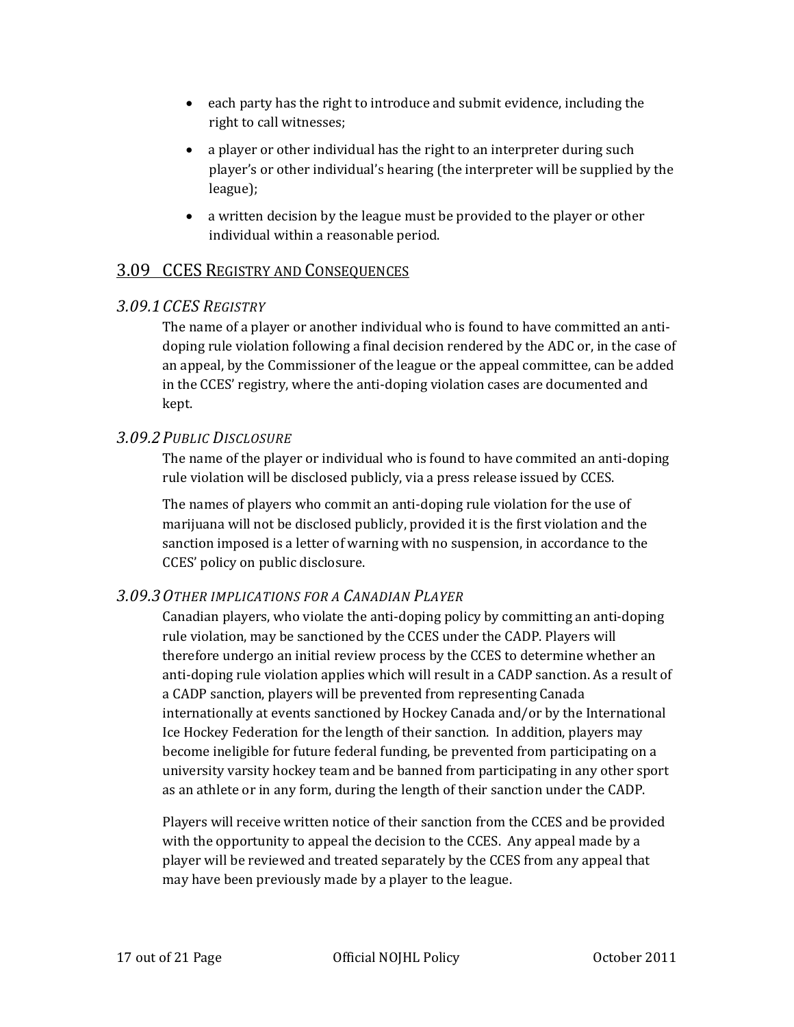- each party has the right to introduce and submit evidence, including the right to call witnesses;
- a player or other individual has the right to an interpreter during such player's or other individual's hearing (the interpreter will be supplied by the league);
- a written decision by the league must be provided to the player or other individual within a reasonable period.

## 3.09 CCES Registry and Consequences

### *3.09.1 CCES Registry*

The name of a player or another individual who is found to have committed an anti-doping rule violation following a final decision rendered by the ADC or, in the case of an appeal, by the Commissioner of the league or the appeal committee, can be added in the CCES' registry, where the anti-doping violation cases are documented and kept.

### *3.09.2 Public Disclosure*

The name of the player or individual who is found to have commited an anti-doping rule violation will be disclosed publicly, via a press release issued by CCES.

The names of players who commit an anti-doping rule violation for the use of marijuana will not be disclosed publicly, provided it is the first violation and the sanction imposed is a letter of warning with no suspension, in accordance to the CCES' policy on public disclosure.

### *3.09.3 Other implications for a Canadian Player*

Canadian players, who violate the anti-doping policy by committing an anti-doping rule violation, may be sanctioned by the CCES under the CADP. Players will therefore undergo an initial review process by the CCES to determine whether an anti-doping rule violation applies which will result in a CADP sanction. As a result of a CADP sanction, players will be prevented from representing Canada internationally at events sanctioned by Hockey Canada and/or by the International Ice Hockey Federation for the length of their sanction. In addition, players may become ineligible for future federal funding, be prevented from participating on a university varsity hockey team and be banned from participating in any other sport as an athlete or in any form, during the length of their sanction under the CADP.

Players will receive written notice of their sanction from the CCES and be provided with the opportunity to appeal the decision to the CCES. Any appeal made by a player will be reviewed and treated separately by the CCES from any appeal that may have been previously made by a player to the league.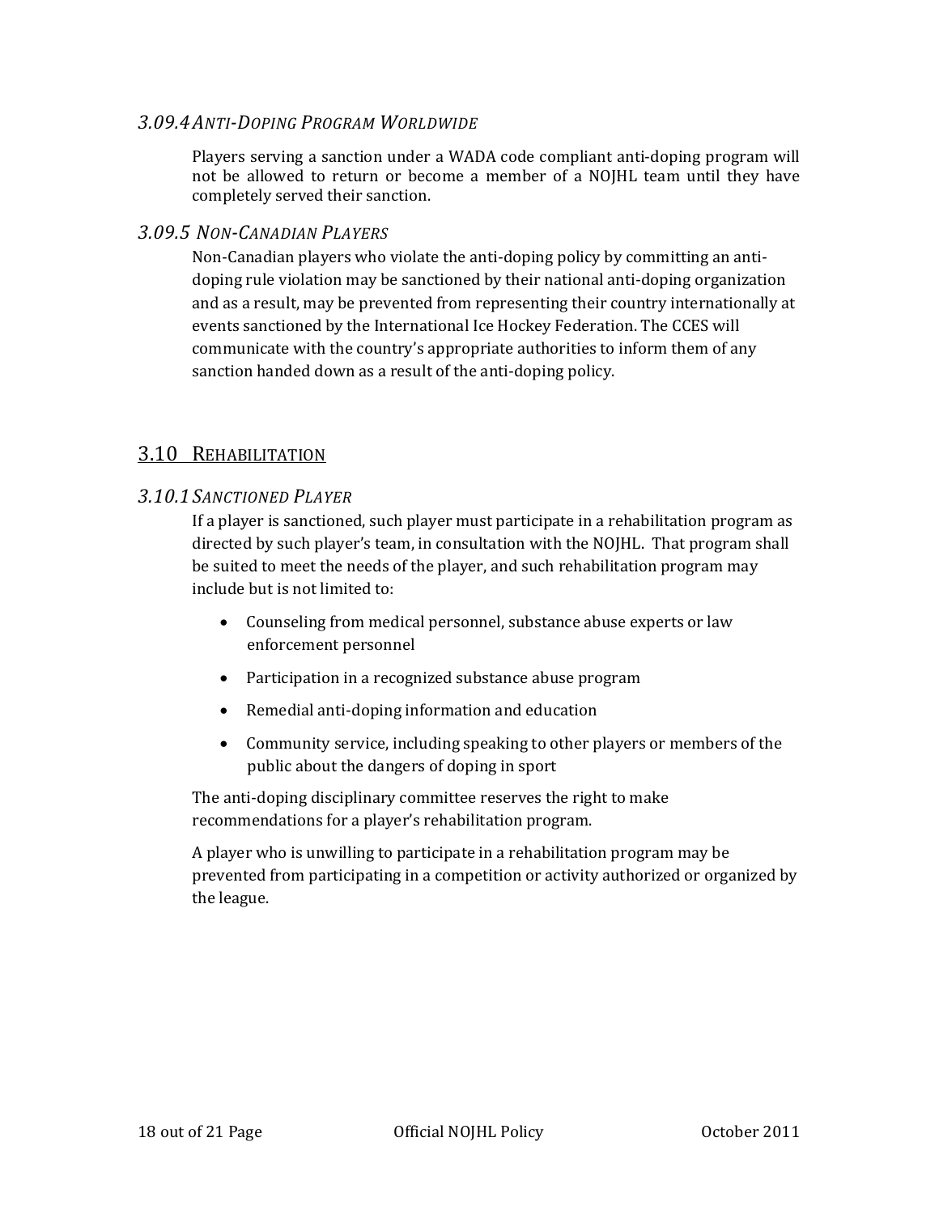### *3.09.4 Anti-Doping Program Worldwide*

Players serving a sanction under a WADA code compliant anti-doping program will not be allowed to return or become a member of a NOJHL team until they have completely served their sanction.

### *3.09.5 Non-Canadian Players*

Non-Canadian players who violate the anti-doping policy by committing an anti-doping rule violation may be sanctioned by their national anti-doping organization and as a result, may be prevented from representing their country internationally at events sanctioned by the International Ice Hockey Federation. The CCES will communicate with the country's appropriate authorities to inform them of any sanction handed down as a result of the anti-doping policy.

## 3.10 Rehabilitation

### *3.10.1 Sanctioned Player*

If a player is sanctioned, such player must participate in a rehabilitation program as directed by such player's team, in consultation with the NOJHL. That program shall be suited to meet the needs of the player, and such rehabilitation program may include but is not limited to:

- Counseling from medical personnel, substance abuse experts or law enforcement personnel
- Participation in a recognized substance abuse program
- Remedial anti-doping information and education
- Community service, including speaking to other players or members of the public about the dangers of doping in sport

The anti-doping disciplinary committee reserves the right to make recommendations for a player's rehabilitation program.

A player who is unwilling to participate in a rehabilitation program may be prevented from participating in a competition or activity authorized or organized by the league.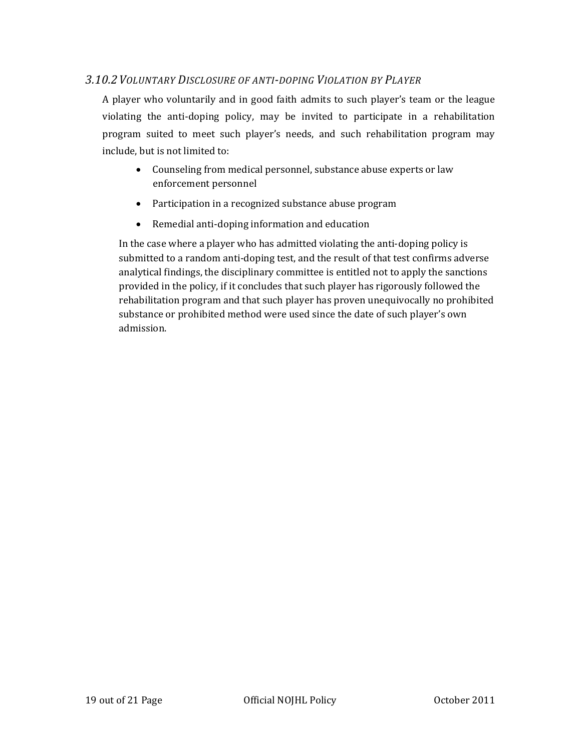### *3.10.2 Voluntary Disclosure of anti-doping Violation by Player*

A player who voluntarily and in good faith admits to such player's team or the league violating the anti-doping policy, may be invited to participate in a rehabilitation program suited to meet such player's needs, and such rehabilitation program may include, but is not limited to:

- Counseling from medical personnel, substance abuse experts or law enforcement personnel
- Participation in a recognized substance abuse program
- Remedial anti-doping information and education

In the case where a player who has admitted violating the anti-doping policy is submitted to a random anti-doping test, and the result of that test confirms adverse analytical findings, the disciplinary committee is entitled not to apply the sanctions provided in the policy, if it concludes that such player has rigorously followed the rehabilitation program and that such player has proven unequivocally no prohibited substance or prohibited method were used since the date of such player's own admission.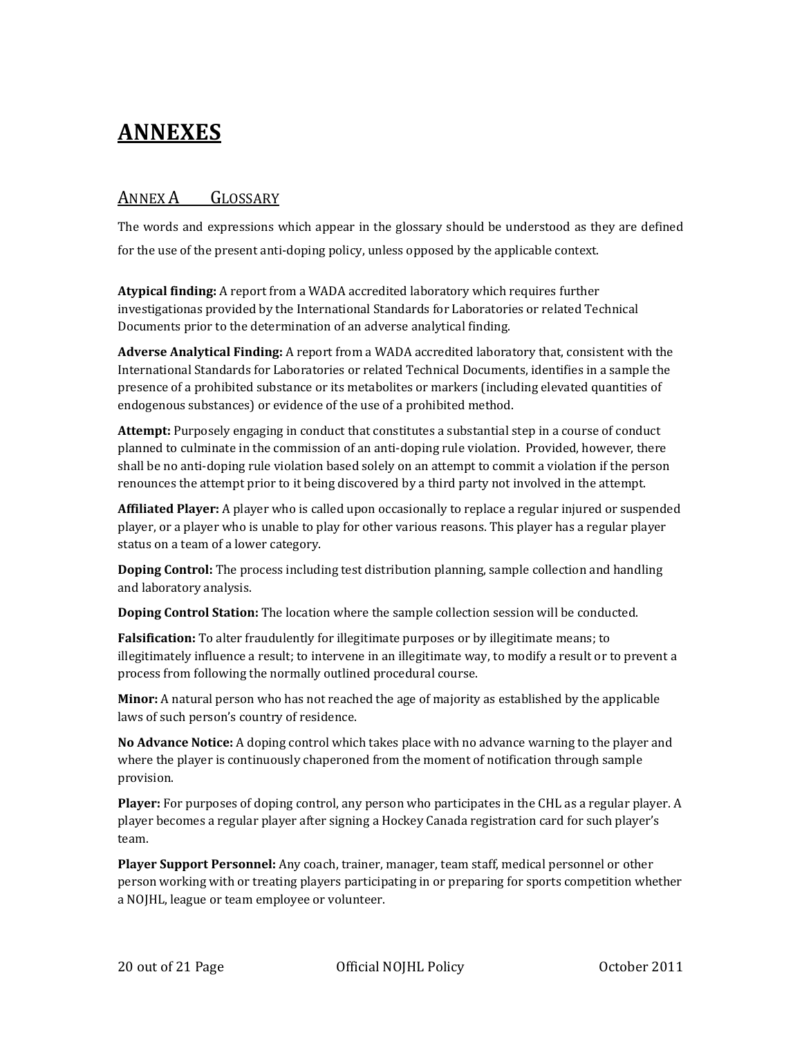# ANNEXES

## ANNEX A GLOSSARY

The words and expressions which appear in the glossary should be understood as they are defined for the use of the present anti-doping policy, unless opposed by the applicable context.

**Atypical finding:** A report from a WADA accredited laboratory which requires further investigationas provided by the International Standards for Laboratories or related Technical Documents prior to the determination of an adverse analytical finding.

**Adverse Analytical Finding:** A report from a WADA accredited laboratory that, consistent with the International Standards for Laboratories or related Technical Documents, identifies in a sample the presence of a prohibited substance or its metabolites or markers (including elevated quantities of endogenous substances) or evidence of the use of a prohibited method.

**Attempt:** Purposely engaging in conduct that constitutes a substantial step in a course of conduct planned to culminate in the commission of an anti-doping rule violation. Provided, however, there shall be no anti-doping rule violation based solely on an attempt to commit a violation if the person renounces the attempt prior to it being discovered by a third party not involved in the attempt.

**Affiliated Player:** A player who is called upon occasionally to replace a regular injured or suspended player, or a player who is unable to play for other various reasons. This player has a regular player status on a team of a lower category.

**Doping Control:** The process including test distribution planning, sample collection and handling and laboratory analysis.

**Doping Control Station:** The location where the sample collection session will be conducted.

**Falsification:** To alter fraudulently for illegitimate purposes or by illegitimate means; to illegitimately influence a result; to intervene in an illegitimate way, to modify a result or to prevent a process from following the normally outlined procedural course.

**Minor:** A natural person who has not reached the age of majority as established by the applicable laws of such person's country of residence.

**No Advance Notice:** A doping control which takes place with no advance warning to the player and where the player is continuously chaperoned from the moment of notification through sample provision.

**Player:** For purposes of doping control, any person who participates in the CHL as a regular player. A player becomes a regular player after signing a Hockey Canada registration card for such player's team.

**Player Support Personnel:** Any coach, trainer, manager, team staff, medical personnel or other person working with or treating players participating in or preparing for sports competition whether a NOJHL, league or team employee or volunteer.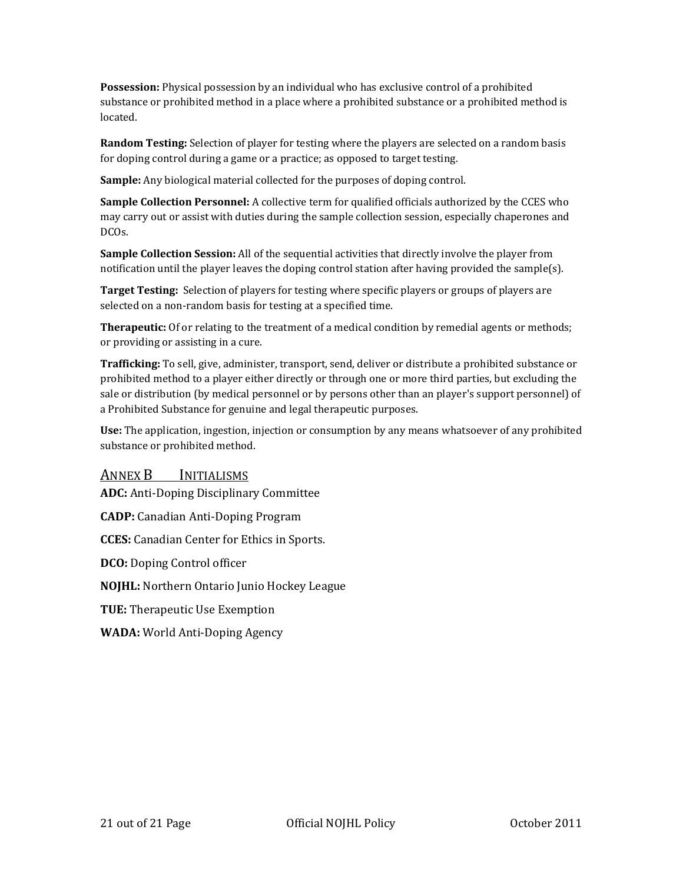**Possession:** Physical possession by an individual who has exclusive control of a prohibited substance or prohibited method in a place where a prohibited substance or a prohibited method is located.

**Random Testing:** Selection of player for testing where the players are selected on a random basis for doping control during a game or a practice; as opposed to target testing.

**Sample:** Any biological material collected for the purposes of doping control.

**Sample Collection Personnel:** A collective term for qualified officials authorized by the CCES who may carry out or assist with duties during the sample collection session, especially chaperones and DCOs.

**Sample Collection Session:** All of the sequential activities that directly involve the player from notification until the player leaves the doping control station after having provided the sample(s).

**Target Testing:** Selection of players for testing where specific players or groups of players are selected on a non-random basis for testing at a specified time.

**Therapeutic:** Of or relating to the treatment of a medical condition by remedial agents or methods; or providing or assisting in a cure.

**Trafficking:** To sell, give, administer, transport, send, deliver or distribute a prohibited substance or prohibited method to a player either directly or through one or more third parties, but excluding the sale or distribution (by medical personnel or by persons other than an player's support personnel) of a Prohibited Substance for genuine and legal therapeutic purposes.

**Use:** The application, ingestion, injection or consumption by any means whatsoever of any prohibited substance or prohibited method.

## ANNEX B INITIALISMS

**ADC:** Anti-Doping Disciplinary Committee

**CADP:** Canadian Anti-Doping Program

**CCES:** Canadian Center for Ethics in Sports.

**DCO:** Doping Control officer

**NOJHL:** Northern Ontario Junio Hockey League

**TUE:** Therapeutic Use Exemption

**WADA:** World Anti-Doping Agency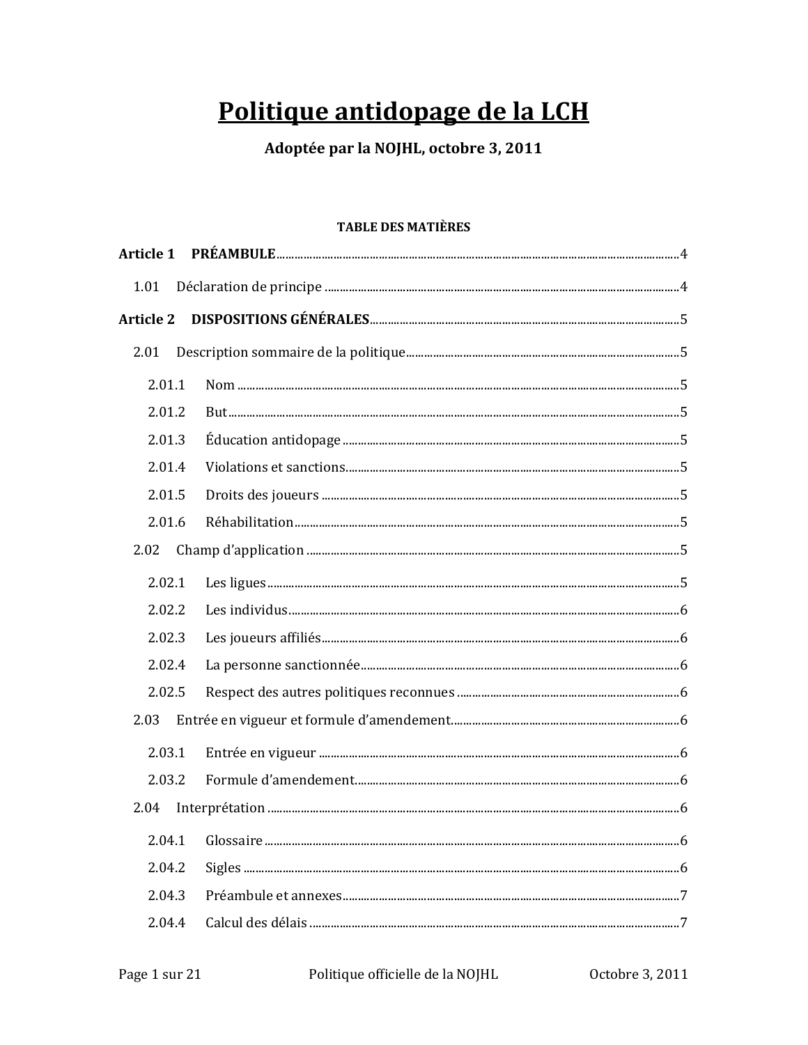# Politique antidopage de la LCH

**Adoptée par la NOJHL, octobre 3, 2011**

**TABLE DES MATIÈRES**

**Article 1 PRÉAMBULE** .......... 4

- 1.01 Déclaration de principe .......... 4

**Article 2 DISPOSITIONS GÉNÉRALES** .......... 5

- 2.01 Description sommaire de la politique .......... 5
  - 2.01.1 Nom .......... 5
  - 2.01.2 But .......... 5
  - 2.01.3 Éducation antidopage .......... 5
  - 2.01.4 Violations et sanctions .......... 5
  - 2.01.5 Droits des joueurs .......... 5
  - 2.01.6 Réhabilitation .......... 5
- 2.02 Champ d'application .......... 5
  - 2.02.1 Les ligues .......... 5
  - 2.02.2 Les individus .......... 6
  - 2.02.3 Les joueurs affiliés .......... 6
  - 2.02.4 La personne sanctionnée .......... 6
  - 2.02.5 Respect des autres politiques reconnues .......... 6
- 2.03 Entrée en vigueur et formule d'amendement .......... 6
  - 2.03.1 Entrée en vigueur .......... 6
  - 2.03.2 Formule d'amendement .......... 6
- 2.04 Interprétation .......... 6
  - 2.04.1 Glossaire .......... 6
  - 2.04.2 Sigles .......... 6
  - 2.04.3 Préambule et annexes .......... 7
  - 2.04.4 Calcul des délais .......... 7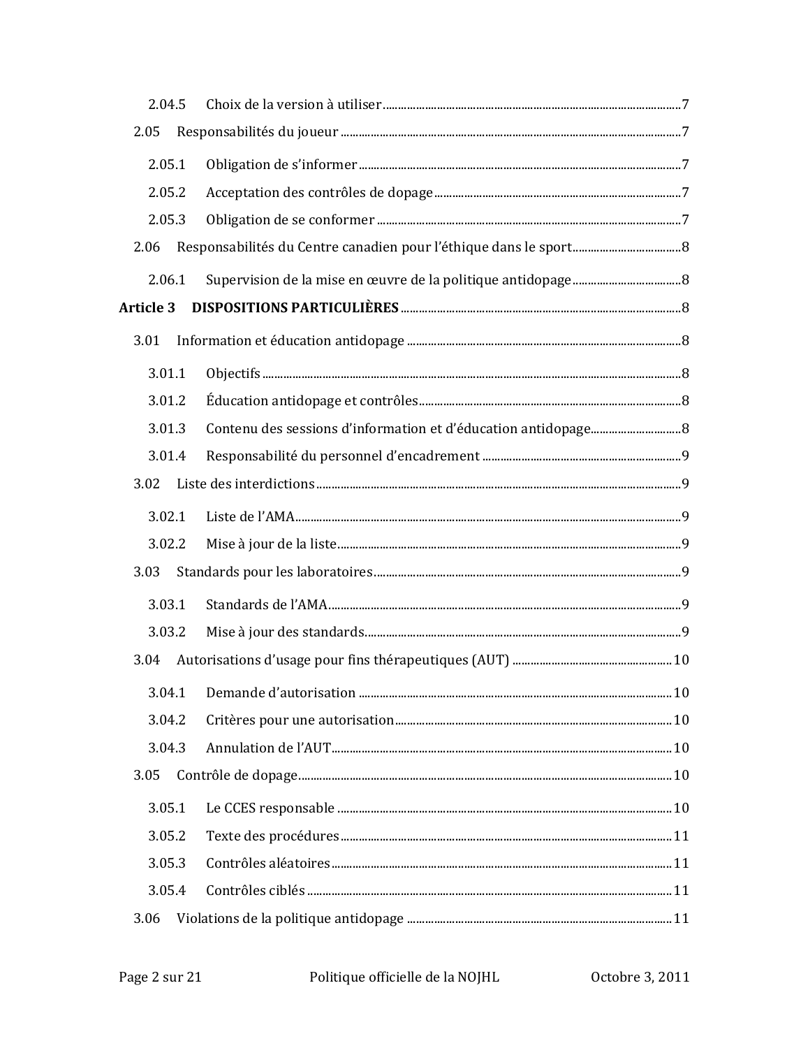- 2.04.5 Choix de la version à utiliser ........ 7
- 2.05 Responsabilités du joueur ........ 7
  - 2.05.1 Obligation de s'informer ........ 7
  - 2.05.2 Acceptation des contrôles de dopage ........ 7
  - 2.05.3 Obligation de se conformer ........ 7
- 2.06 Responsabilités du Centre canadien pour l'éthique dans le sport ........ 8
  - 2.06.1 Supervision de la mise en œuvre de la politique antidopage ........ 8

**Article 3 DISPOSITIONS PARTICULIÈRES** ........ 8

- 3.01 Information et éducation antidopage ........ 8
  - 3.01.1 Objectifs ........ 8
  - 3.01.2 Éducation antidopage et contrôles ........ 8
  - 3.01.3 Contenu des sessions d'information et d'éducation antidopage ........ 8
  - 3.01.4 Responsabilité du personnel d'encadrement ........ 9
- 3.02 Liste des interdictions ........ 9
  - 3.02.1 Liste de l'AMA ........ 9
  - 3.02.2 Mise à jour de la liste ........ 9
- 3.03 Standards pour les laboratoires ........ 9
  - 3.03.1 Standards de l'AMA ........ 9
  - 3.03.2 Mise à jour des standards ........ 9
- 3.04 Autorisations d'usage pour fins thérapeutiques (AUT) ........ 10
  - 3.04.1 Demande d'autorisation ........ 10
  - 3.04.2 Critères pour une autorisation ........ 10
  - 3.04.3 Annulation de l'AUT ........ 10
- 3.05 Contrôle de dopage ........ 10
  - 3.05.1 Le CCES responsable ........ 10
  - 3.05.2 Texte des procédures ........ 11
  - 3.05.3 Contrôles aléatoires ........ 11
  - 3.05.4 Contrôles ciblés ........ 11
- 3.06 Violations de la politique antidopage ........ 11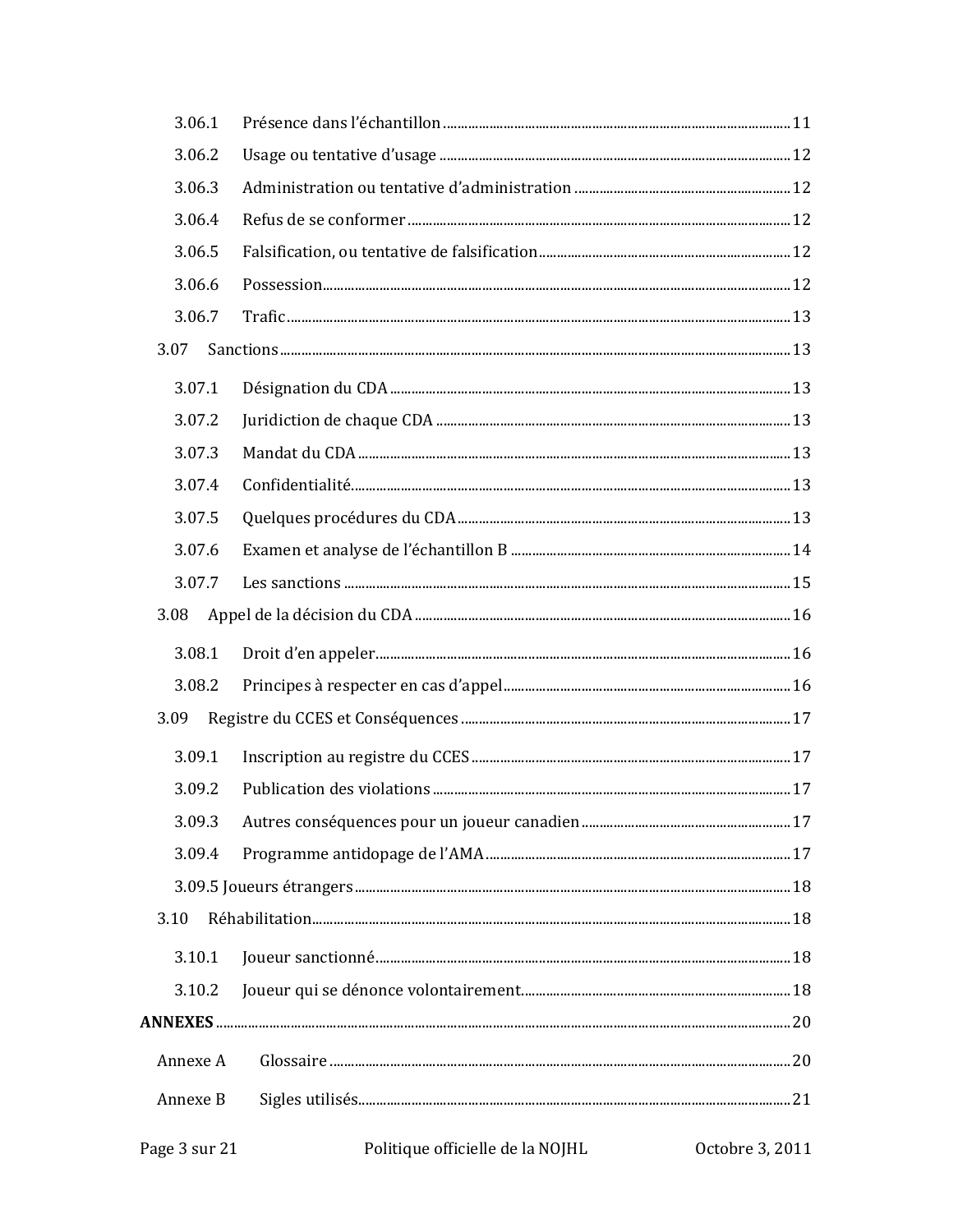3.06.1 Présence dans l’échantillon ........ 11
3.06.2 Usage ou tentative d’usage ........ 12
3.06.3 Administration ou tentative d’administration ........ 12
3.06.4 Refus de se conformer ........ 12
3.06.5 Falsification, ou tentative de falsification ........ 12
3.06.6 Possession ........ 12
3.06.7 Trafic ........ 13

3.07 Sanctions ........ 13

3.07.1 Désignation du CDA ........ 13
3.07.2 Juridiction de chaque CDA ........ 13
3.07.3 Mandat du CDA ........ 13
3.07.4 Confidentialité ........ 13
3.07.5 Quelques procédures du CDA ........ 13
3.07.6 Examen et analyse de l’échantillon B ........ 14
3.07.7 Les sanctions ........ 15

3.08 Appel de la décision du CDA ........ 16

3.08.1 Droit d’en appeler ........ 16
3.08.2 Principes à respecter en cas d’appel ........ 16

3.09 Registre du CCES et Conséquences ........ 17

3.09.1 Inscription au registre du CCES ........ 17
3.09.2 Publication des violations ........ 17
3.09.3 Autres conséquences pour un joueur canadien ........ 17
3.09.4 Programme antidopage de l’AMA ........ 17
3.09.5 Joueurs étrangers ........ 18

3.10 Réhabilitation ........ 18

3.10.1 Joueur sanctionné ........ 18
3.10.2 Joueur qui se dénonce volontairement ........ 18

**ANNEXES** ........ 20

Annexe A Glossaire ........ 20

Annexe B Sigles utilisés ........ 21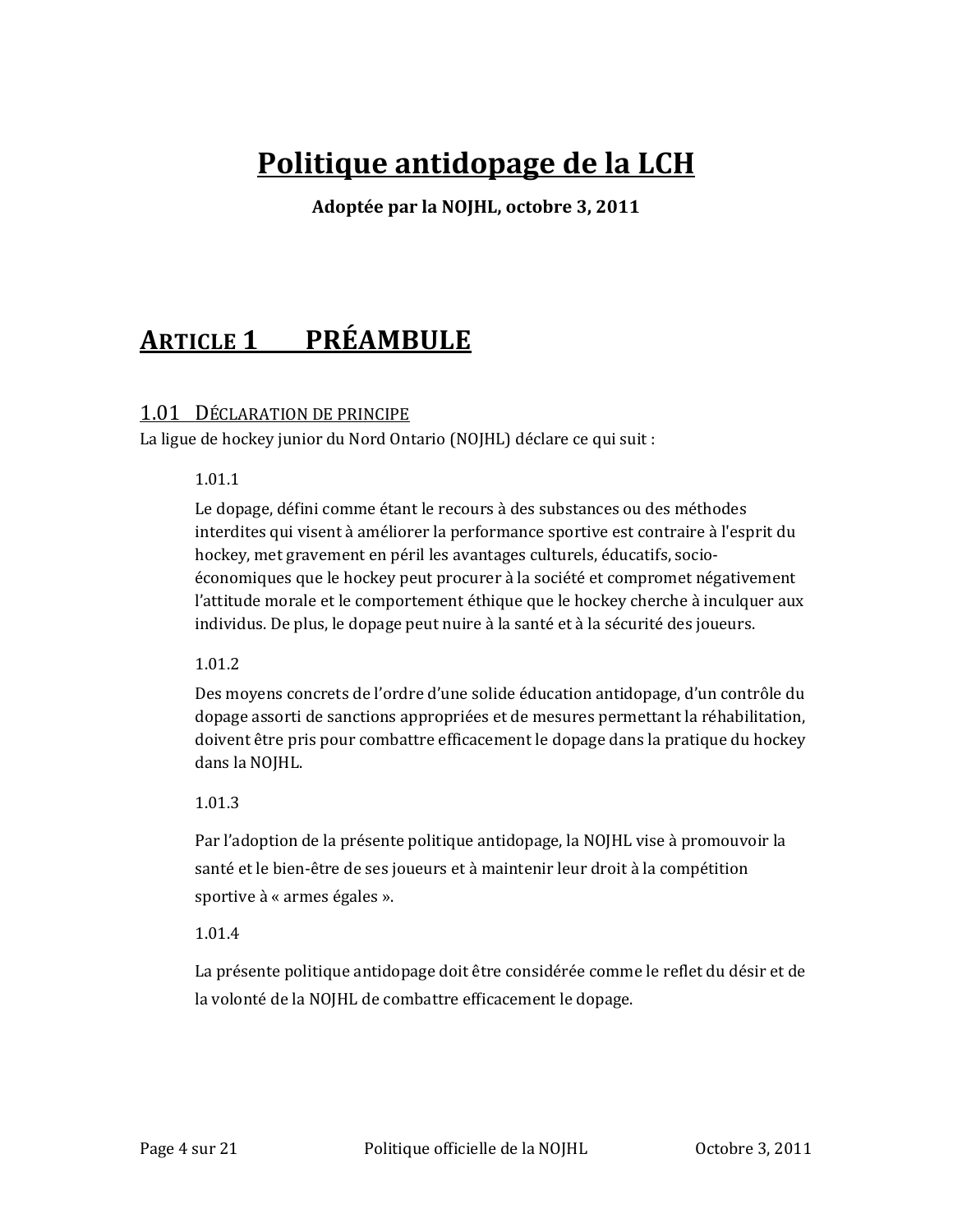# Politique antidopage de la LCH

**Adoptée par la NOJHL, octobre 3, 2011**

## ARTICLE 1 PRÉAMBULE

### 1.01 DÉCLARATION DE PRINCIPE

La ligue de hockey junior du Nord Ontario (NOJHL) déclare ce qui suit :

1.01.1

Le dopage, défini comme étant le recours à des substances ou des méthodes interdites qui visent à améliorer la performance sportive est contraire à l'esprit du hockey, met gravement en péril les avantages culturels, éducatifs, socio-économiques que le hockey peut procurer à la société et compromet négativement l'attitude morale et le comportement éthique que le hockey cherche à inculquer aux individus. De plus, le dopage peut nuire à la santé et à la sécurité des joueurs.

1.01.2

Des moyens concrets de l'ordre d'une solide éducation antidopage, d'un contrôle du dopage assorti de sanctions appropriées et de mesures permettant la réhabilitation, doivent être pris pour combattre efficacement le dopage dans la pratique du hockey dans la NOJHL.

1.01.3

Par l'adoption de la présente politique antidopage, la NOJHL vise à promouvoir la santé et le bien-être de ses joueurs et à maintenir leur droit à la compétition sportive à « armes égales ».

1.01.4

La présente politique antidopage doit être considérée comme le reflet du désir et de la volonté de la NOJHL de combattre efficacement le dopage.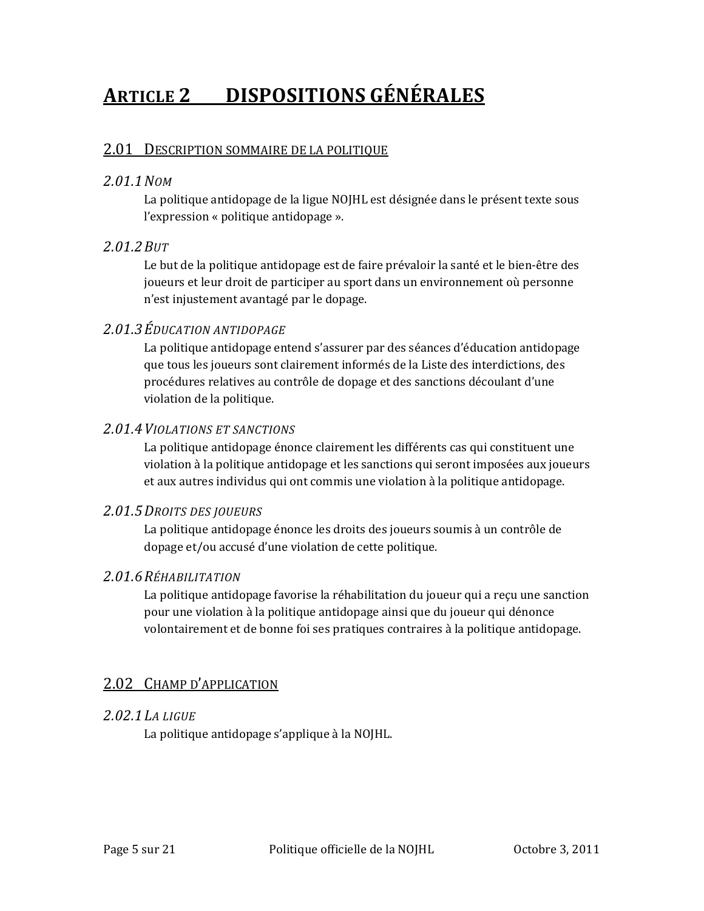# ARTICLE 2 DISPOSITIONS GÉNÉRALES

## 2.01 DESCRIPTION SOMMAIRE DE LA POLITIQUE

### *2.01.1 NOM*

La politique antidopage de la ligue NOJHL est désignée dans le présent texte sous l'expression « politique antidopage ».

### *2.01.2 BUT*

Le but de la politique antidopage est de faire prévaloir la santé et le bien-être des joueurs et leur droit de participer au sport dans un environnement où personne n'est injustement avantagé par le dopage.

### *2.01.3 ÉDUCATION ANTIDOPAGE*

La politique antidopage entend s'assurer par des séances d'éducation antidopage que tous les joueurs sont clairement informés de la Liste des interdictions, des procédures relatives au contrôle de dopage et des sanctions découlant d'une violation de la politique.

### *2.01.4 VIOLATIONS ET SANCTIONS*

La politique antidopage énonce clairement les différents cas qui constituent une violation à la politique antidopage et les sanctions qui seront imposées aux joueurs et aux autres individus qui ont commis une violation à la politique antidopage.

### *2.01.5 DROITS DES JOUEURS*

La politique antidopage énonce les droits des joueurs soumis à un contrôle de dopage et/ou accusé d'une violation de cette politique.

### *2.01.6 RÉHABILITATION*

La politique antidopage favorise la réhabilitation du joueur qui a reçu une sanction pour une violation à la politique antidopage ainsi que du joueur qui dénonce volontairement et de bonne foi ses pratiques contraires à la politique antidopage.

## 2.02 CHAMP D'APPLICATION

### *2.02.1 LA LIGUE*

La politique antidopage s'applique à la NOJHL.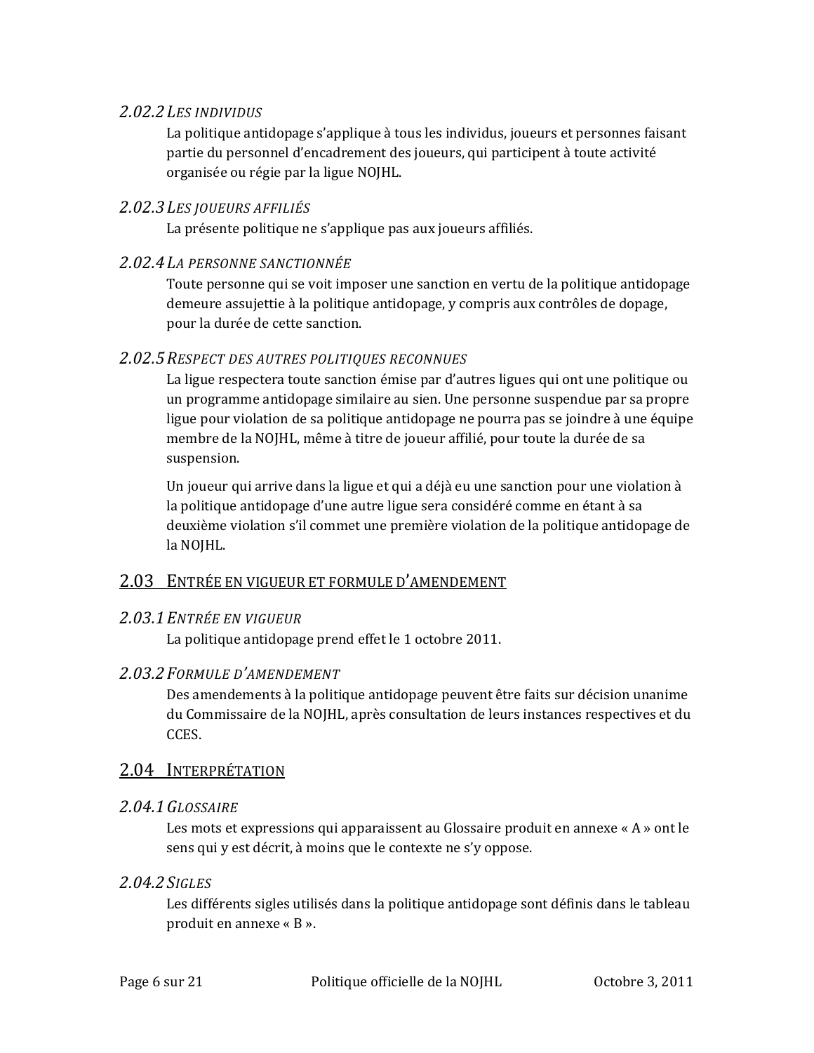#### *2.02.2 Les individus*

La politique antidopage s'applique à tous les individus, joueurs et personnes faisant partie du personnel d'encadrement des joueurs, qui participent à toute activité organisée ou régie par la ligue NOJHL.

#### *2.02.3 Les joueurs affiliés*

La présente politique ne s'applique pas aux joueurs affiliés.

#### *2.02.4 La personne sanctionnée*

Toute personne qui se voit imposer une sanction en vertu de la politique antidopage demeure assujettie à la politique antidopage, y compris aux contrôles de dopage, pour la durée de cette sanction.

#### *2.02.5 Respect des autres politiques reconnues*

La ligue respectera toute sanction émise par d'autres ligues qui ont une politique ou un programme antidopage similaire au sien. Une personne suspendue par sa propre ligue pour violation de sa politique antidopage ne pourra pas se joindre à une équipe membre de la NOJHL, même à titre de joueur affilié, pour toute la durée de sa suspension.

Un joueur qui arrive dans la ligue et qui a déjà eu une sanction pour une violation à la politique antidopage d'une autre ligue sera considéré comme en étant à sa deuxième violation s'il commet une première violation de la politique antidopage de la NOJHL.

### 2.03 Entrée en vigueur et formule d'amendement

#### *2.03.1 Entrée en vigueur*

La politique antidopage prend effet le 1 octobre 2011.

#### *2.03.2 Formule d'amendement*

Des amendements à la politique antidopage peuvent être faits sur décision unanime du Commissaire de la NOJHL, après consultation de leurs instances respectives et du CCES.

### 2.04 Interprétation

#### *2.04.1 Glossaire*

Les mots et expressions qui apparaissent au Glossaire produit en annexe « A » ont le sens qui y est décrit, à moins que le contexte ne s'y oppose.

#### *2.04.2 Sigles*

Les différents sigles utilisés dans la politique antidopage sont définis dans le tableau produit en annexe « B ».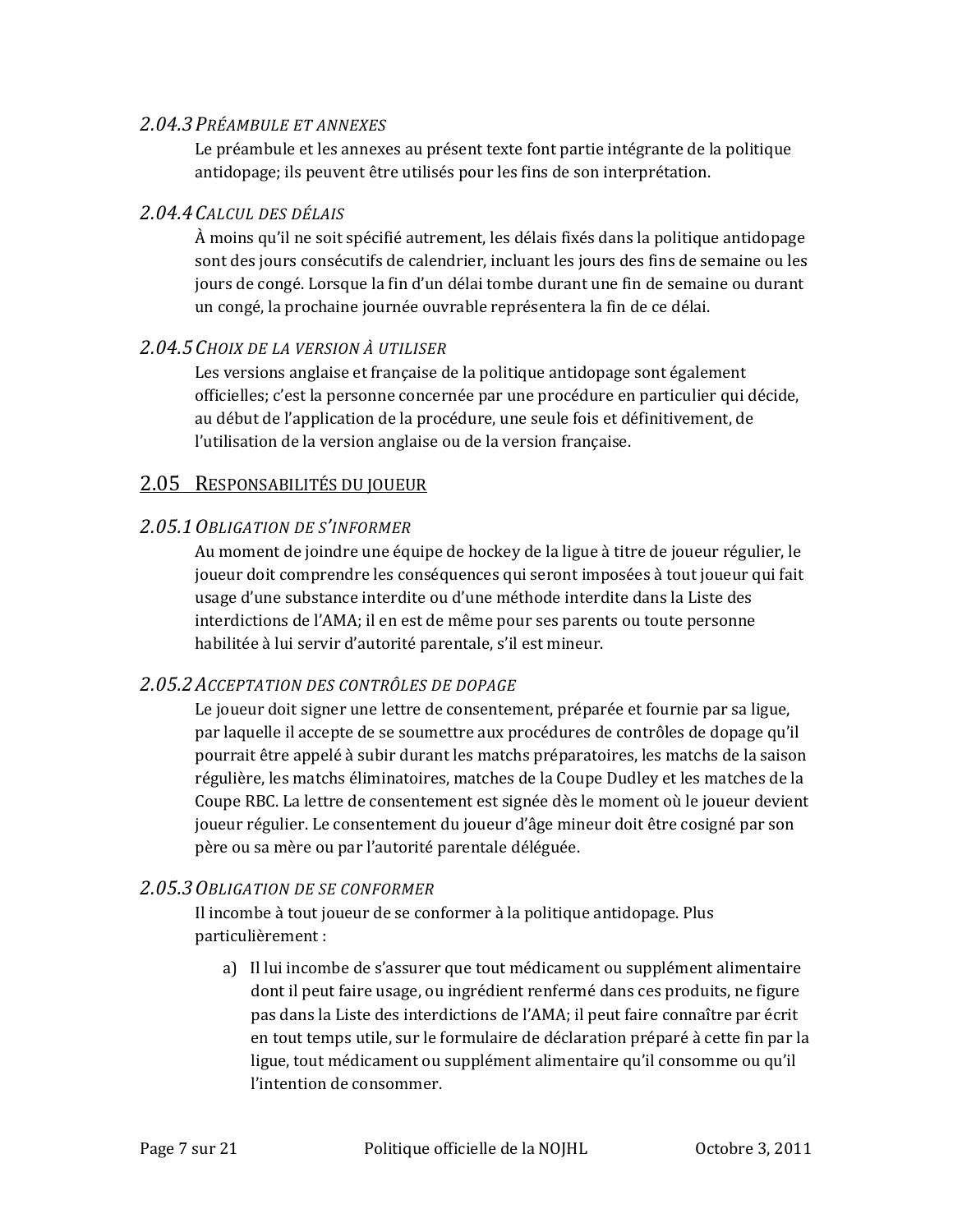### *2.04.3 Préambule et annexes*

Le préambule et les annexes au présent texte font partie intégrante de la politique antidopage; ils peuvent être utilisés pour les fins de son interprétation.

### *2.04.4 Calcul des délais*

À moins qu'il ne soit spécifié autrement, les délais fixés dans la politique antidopage sont des jours consécutifs de calendrier, incluant les jours des fins de semaine ou les jours de congé. Lorsque la fin d'un délai tombe durant une fin de semaine ou durant un congé, la prochaine journée ouvrable représentera la fin de ce délai.

### *2.04.5 Choix de la version à utiliser*

Les versions anglaise et française de la politique antidopage sont également officielles; c'est la personne concernée par une procédure en particulier qui décide, au début de l'application de la procédure, une seule fois et définitivement, de l'utilisation de la version anglaise ou de la version française.

## 2.05 Responsabilités du joueur

### *2.05.1 Obligation de s'informer*

Au moment de joindre une équipe de hockey de la ligue à titre de joueur régulier, le joueur doit comprendre les conséquences qui seront imposées à tout joueur qui fait usage d'une substance interdite ou d'une méthode interdite dans la Liste des interdictions de l'AMA; il en est de même pour ses parents ou toute personne habilitée à lui servir d'autorité parentale, s'il est mineur.

### *2.05.2 Acceptation des contrôles de dopage*

Le joueur doit signer une lettre de consentement, préparée et fournie par sa ligue, par laquelle il accepte de se soumettre aux procédures de contrôles de dopage qu'il pourrait être appelé à subir durant les matchs préparatoires, les matchs de la saison régulière, les matchs éliminatoires, matches de la Coupe Dudley et les matches de la Coupe RBC. La lettre de consentement est signée dès le moment où le joueur devient joueur régulier. Le consentement du joueur d'âge mineur doit être cosigné par son père ou sa mère ou par l'autorité parentale déléguée.

### *2.05.3 Obligation de se conformer*

Il incombe à tout joueur de se conformer à la politique antidopage. Plus particulièrement :

a) Il lui incombe de s'assurer que tout médicament ou supplément alimentaire dont il peut faire usage, ou ingrédient renfermé dans ces produits, ne figure pas dans la Liste des interdictions de l'AMA; il peut faire connaître par écrit en tout temps utile, sur le formulaire de déclaration préparé à cette fin par la ligue, tout médicament ou supplément alimentaire qu'il consomme ou qu'il l'intention de consommer.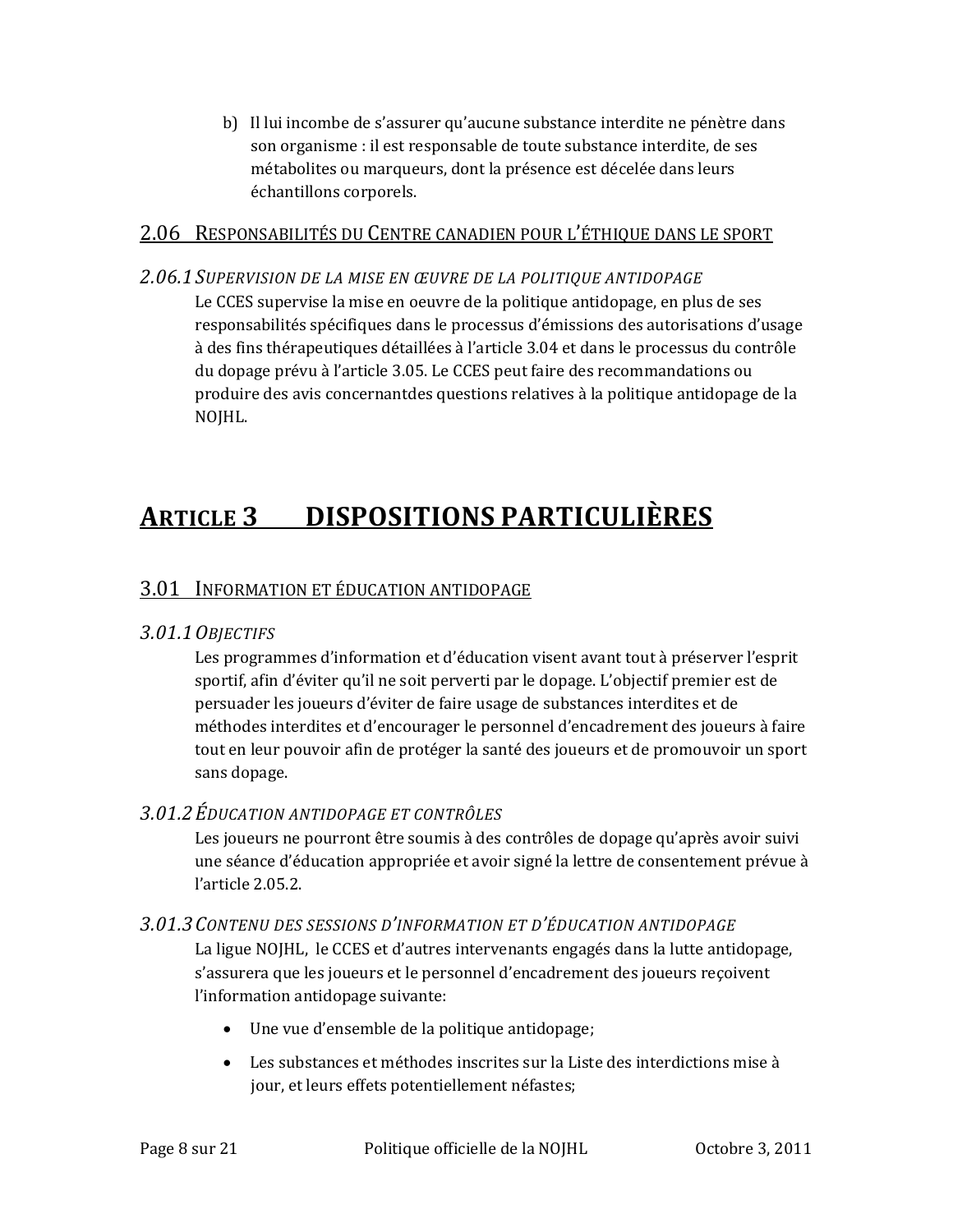b) Il lui incombe de s'assurer qu'aucune substance interdite ne pénètre dans son organisme : il est responsable de toute substance interdite, de ses métabolites ou marqueurs, dont la présence est décelée dans leurs échantillons corporels.

### 2.06 Responsabilités du Centre canadien pour l'éthique dans le sport

#### *2.06.1 Supervision de la mise en œuvre de la politique antidopage*

Le CCES supervise la mise en oeuvre de la politique antidopage, en plus de ses responsabilités spécifiques dans le processus d'émissions des autorisations d'usage à des fins thérapeutiques détaillées à l'article 3.04 et dans le processus du contrôle du dopage prévu à l'article 3.05. Le CCES peut faire des recommandations ou produire des avis concernantdes questions relatives à la politique antidopage de la NOJHL.

## Article 3 DISPOSITIONS PARTICULIÈRES

### 3.01 Information et éducation antidopage

#### *3.01.1 Objectifs*

Les programmes d'information et d'éducation visent avant tout à préserver l'esprit sportif, afin d'éviter qu'il ne soit perverti par le dopage. L'objectif premier est de persuader les joueurs d'éviter de faire usage de substances interdites et de méthodes interdites et d'encourager le personnel d'encadrement des joueurs à faire tout en leur pouvoir afin de protéger la santé des joueurs et de promouvoir un sport sans dopage.

#### *3.01.2 Éducation antidopage et contrôles*

Les joueurs ne pourront être soumis à des contrôles de dopage qu'après avoir suivi une séance d'éducation appropriée et avoir signé la lettre de consentement prévue à l'article 2.05.2.

#### *3.01.3 Contenu des sessions d'information et d'éducation antidopage*

La ligue NOJHL, le CCES et d'autres intervenants engagés dans la lutte antidopage, s'assurera que les joueurs et le personnel d'encadrement des joueurs reçoivent l'information antidopage suivante:

- Une vue d'ensemble de la politique antidopage;
- Les substances et méthodes inscrites sur la Liste des interdictions mise à jour, et leurs effets potentiellement néfastes;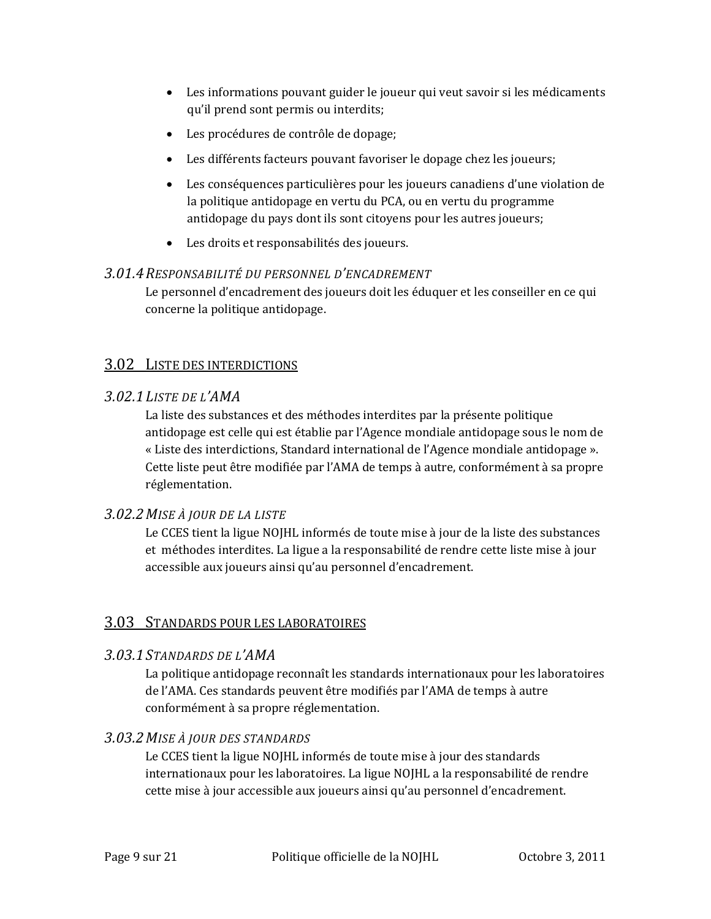- Les informations pouvant guider le joueur qui veut savoir si les médicaments qu'il prend sont permis ou interdits;
- Les procédures de contrôle de dopage;
- Les différents facteurs pouvant favoriser le dopage chez les joueurs;
- Les conséquences particulières pour les joueurs canadiens d'une violation de la politique antidopage en vertu du PCA, ou en vertu du programme antidopage du pays dont ils sont citoyens pour les autres joueurs;
- Les droits et responsabilités des joueurs.

#### *3.01.4 Responsabilité du personnel d'encadrement*

Le personnel d'encadrement des joueurs doit les éduquer et les conseiller en ce qui concerne la politique antidopage.

### 3.02 Liste des interdictions

#### *3.02.1 Liste de l'AMA*

La liste des substances et des méthodes interdites par la présente politique antidopage est celle qui est établie par l'Agence mondiale antidopage sous le nom de « Liste des interdictions, Standard international de l'Agence mondiale antidopage ». Cette liste peut être modifiée par l'AMA de temps à autre, conformément à sa propre réglementation.

#### *3.02.2 Mise à jour de la liste*

Le CCES tient la ligue NOJHL informés de toute mise à jour de la liste des substances et méthodes interdites. La ligue a la responsabilité de rendre cette liste mise à jour accessible aux joueurs ainsi qu'au personnel d'encadrement.

### 3.03 Standards pour les laboratoires

#### *3.03.1 Standards de l'AMA*

La politique antidopage reconnaît les standards internationaux pour les laboratoires de l'AMA. Ces standards peuvent être modifiés par l'AMA de temps à autre conformément à sa propre réglementation.

#### *3.03.2 Mise à jour des standards*

Le CCES tient la ligue NOJHL informés de toute mise à jour des standards internationaux pour les laboratoires. La ligue NOJHL a la responsabilité de rendre cette mise à jour accessible aux joueurs ainsi qu'au personnel d'encadrement.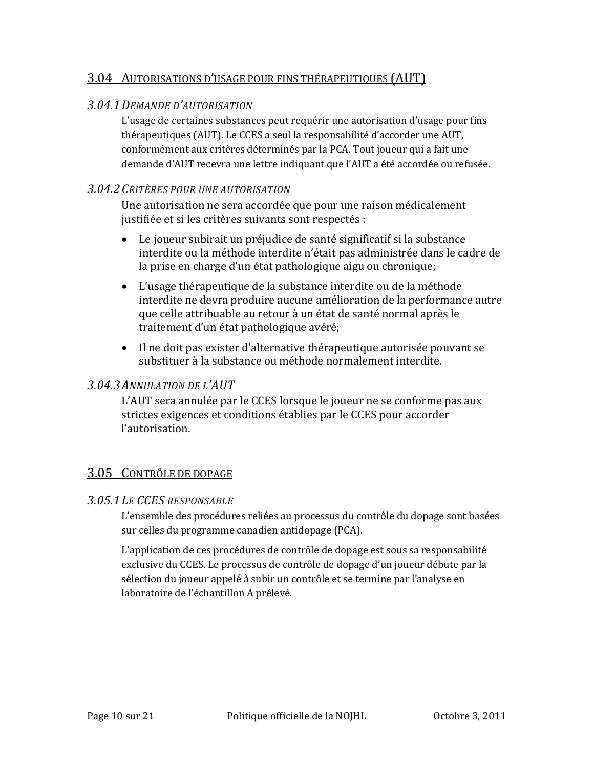## 3.04 Autorisations d'usage pour fins thérapeutiques (AUT)

### *3.04.1 Demande d'autorisation*

L'usage de certaines substances peut requérir une autorisation d'usage pour fins thérapeutiques (AUT). Le CCES a seul la responsabilité d'accorder une AUT, conformément aux critères déterminés par la PCA. Tout joueur qui a fait une demande d'AUT recevra une lettre indiquant que l'AUT a été accordée ou refusée.

### *3.04.2 Critères pour une autorisation*

Une autorisation ne sera accordée que pour une raison médicalement justifiée et si les critères suivants sont respectés :

- Le joueur subirait un préjudice de santé significatif si la substance interdite ou la méthode interdite n'était pas administrée dans le cadre de la prise en charge d'un état pathologique aigu ou chronique;
- L'usage thérapeutique de la substance interdite ou de la méthode interdite ne devra produire aucune amélioration de la performance autre que celle attribuable au retour à un état de santé normal après le traitement d'un état pathologique avéré;
- Il ne doit pas exister d'alternative thérapeutique autorisée pouvant se substituer à la substance ou méthode normalement interdite.

### *3.04.3 Annulation de l'AUT*

L'AUT sera annulée par le CCES lorsque le joueur ne se conforme pas aux strictes exigences et conditions établies par le CCES pour accorder l'autorisation.

## 3.05 Contrôle de dopage

### *3.05.1 Le CCES responsable*

L'ensemble des procédures reliées au processus du contrôle du dopage sont basées sur celles du programme canadien antidopage (PCA).

L'application de ces procédures de contrôle de dopage est sous sa responsabilité exclusive du CCES. Le processus de contrôle de dopage d'un joueur débute par la sélection du joueur appelé à subir un contrôle et se termine par l'analyse en laboratoire de l'échantillon A prélevé.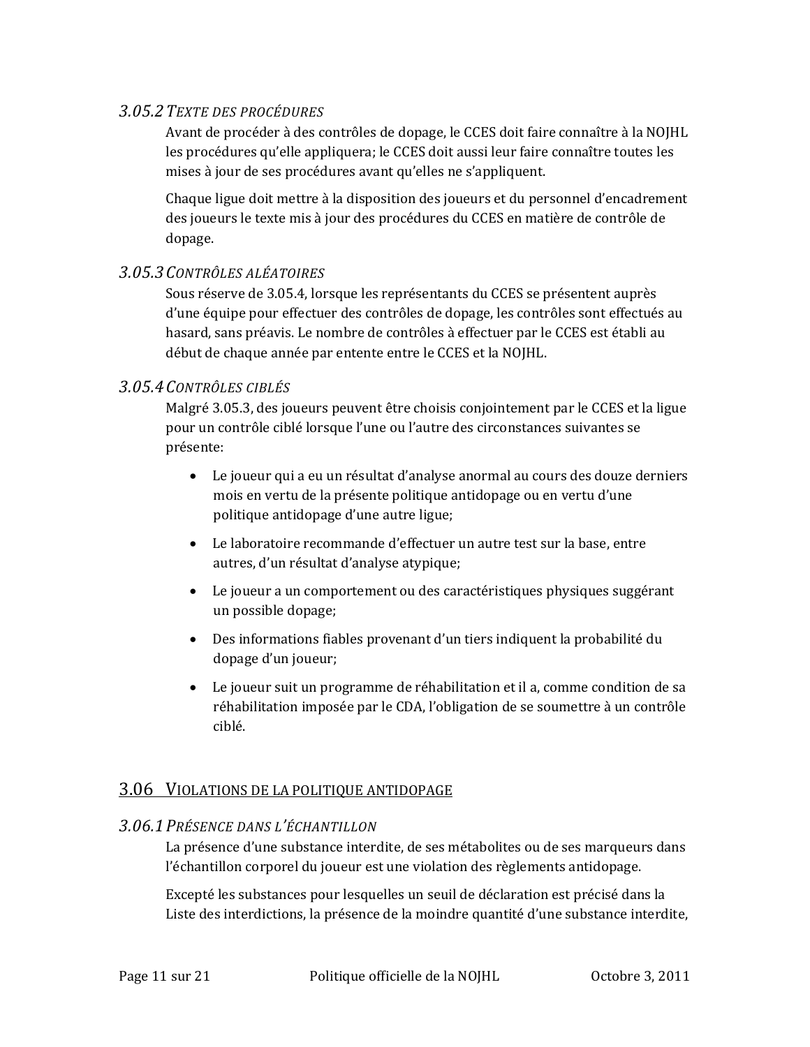### *3.05.2 TEXTE DES PROCÉDURES*

Avant de procéder à des contrôles de dopage, le CCES doit faire connaître à la NOJHL les procédures qu'elle appliquera; le CCES doit aussi leur faire connaître toutes les mises à jour de ses procédures avant qu'elles ne s'appliquent.

Chaque ligue doit mettre à la disposition des joueurs et du personnel d'encadrement des joueurs le texte mis à jour des procédures du CCES en matière de contrôle de dopage.

### *3.05.3 CONTRÔLES ALÉATOIRES*

Sous réserve de 3.05.4, lorsque les représentants du CCES se présentent auprès d'une équipe pour effectuer des contrôles de dopage, les contrôles sont effectués au hasard, sans préavis. Le nombre de contrôles à effectuer par le CCES est établi au début de chaque année par entente entre le CCES et la NOJHL.

### *3.05.4 CONTRÔLES CIBLÉS*

Malgré 3.05.3, des joueurs peuvent être choisis conjointement par le CCES et la ligue pour un contrôle ciblé lorsque l'une ou l'autre des circonstances suivantes se présente:

- Le joueur qui a eu un résultat d'analyse anormal au cours des douze derniers mois en vertu de la présente politique antidopage ou en vertu d'une politique antidopage d'une autre ligue;
- Le laboratoire recommande d'effectuer un autre test sur la base, entre autres, d'un résultat d'analyse atypique;
- Le joueur a un comportement ou des caractéristiques physiques suggérant un possible dopage;
- Des informations fiables provenant d'un tiers indiquent la probabilité du dopage d'un joueur;
- Le joueur suit un programme de réhabilitation et il a, comme condition de sa réhabilitation imposée par le CDA, l'obligation de se soumettre à un contrôle ciblé.

## 3.06 VIOLATIONS DE LA POLITIQUE ANTIDOPAGE

### *3.06.1 PRÉSENCE DANS L'ÉCHANTILLON*

La présence d'une substance interdite, de ses métabolites ou de ses marqueurs dans l'échantillon corporel du joueur est une violation des règlements antidopage.

Excepté les substances pour lesquelles un seuil de déclaration est précisé dans la Liste des interdictions, la présence de la moindre quantité d'une substance interdite,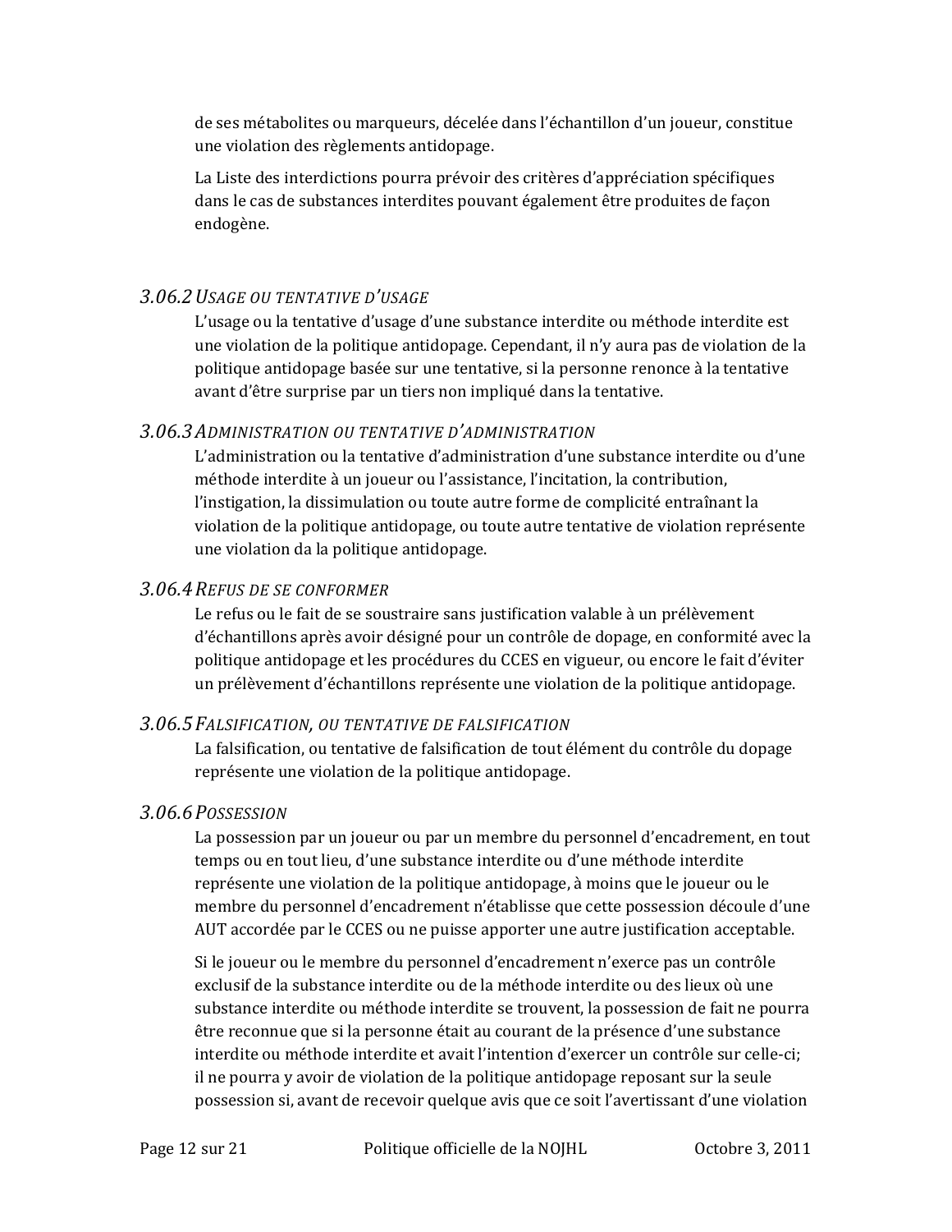de ses métabolites ou marqueurs, décelée dans l'échantillon d'un joueur, constitue une violation des règlements antidopage.

La Liste des interdictions pourra prévoir des critères d'appréciation spécifiques dans le cas de substances interdites pouvant également être produites de façon endogène.

### *3.06.2 Usage ou tentative d'usage*

L'usage ou la tentative d'usage d'une substance interdite ou méthode interdite est une violation de la politique antidopage. Cependant, il n'y aura pas de violation de la politique antidopage basée sur une tentative, si la personne renonce à la tentative avant d'être surprise par un tiers non impliqué dans la tentative.

### *3.06.3 Administration ou tentative d'administration*

L'administration ou la tentative d'administration d'une substance interdite ou d'une méthode interdite à un joueur ou l'assistance, l'incitation, la contribution, l'instigation, la dissimulation ou toute autre forme de complicité entraînant la violation de la politique antidopage, ou toute autre tentative de violation représente une violation da la politique antidopage.

### *3.06.4 Refus de se conformer*

Le refus ou le fait de se soustraire sans justification valable à un prélèvement d'échantillons après avoir désigné pour un contrôle de dopage, en conformité avec la politique antidopage et les procédures du CCES en vigueur, ou encore le fait d'éviter un prélèvement d'échantillons représente une violation de la politique antidopage.

### *3.06.5 Falsification, ou tentative de falsification*

La falsification, ou tentative de falsification de tout élément du contrôle du dopage représente une violation de la politique antidopage.

### *3.06.6 Possession*

La possession par un joueur ou par un membre du personnel d'encadrement, en tout temps ou en tout lieu, d'une substance interdite ou d'une méthode interdite représente une violation de la politique antidopage, à moins que le joueur ou le membre du personnel d'encadrement n'établisse que cette possession découle d'une AUT accordée par le CCES ou ne puisse apporter une autre justification acceptable.

Si le joueur ou le membre du personnel d'encadrement n'exerce pas un contrôle exclusif de la substance interdite ou de la méthode interdite ou des lieux où une substance interdite ou méthode interdite se trouvent, la possession de fait ne pourra être reconnue que si la personne était au courant de la présence d'une substance interdite ou méthode interdite et avait l'intention d'exercer un contrôle sur celle-ci; il ne pourra y avoir de violation de la politique antidopage reposant sur la seule possession si, avant de recevoir quelque avis que ce soit l'avertissant d'une violation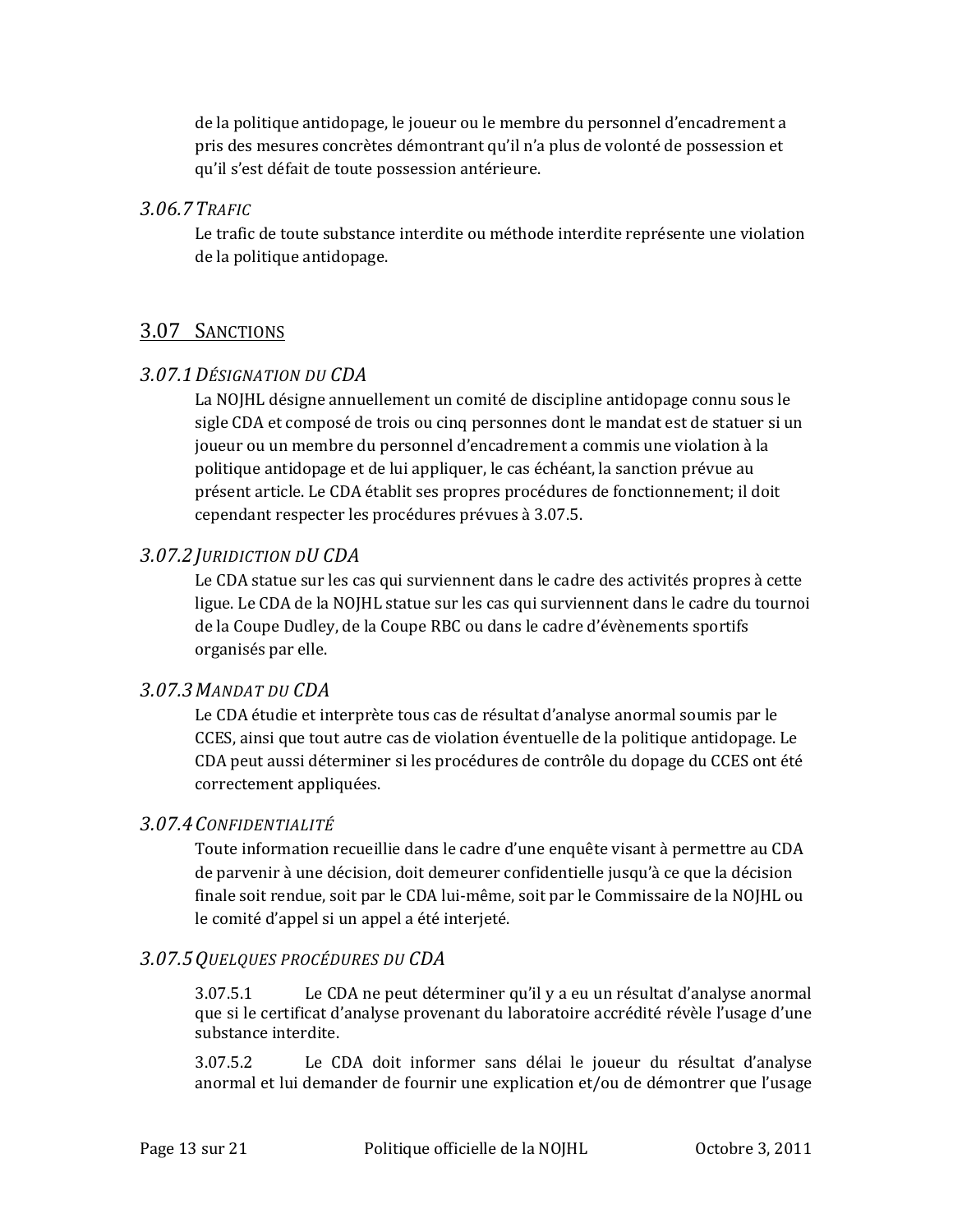de la politique antidopage, le joueur ou le membre du personnel d'encadrement a pris des mesures concrètes démontrant qu'il n'a plus de volonté de possession et qu'il s'est défait de toute possession antérieure.

### *3.06.7 TRAFIC*

Le trafic de toute substance interdite ou méthode interdite représente une violation de la politique antidopage.

## 3.07 SANCTIONS

### *3.07.1 DÉSIGNATION DU CDA*

La NOJHL désigne annuellement un comité de discipline antidopage connu sous le sigle CDA et composé de trois ou cinq personnes dont le mandat est de statuer si un joueur ou un membre du personnel d'encadrement a commis une violation à la politique antidopage et de lui appliquer, le cas échéant, la sanction prévue au présent article. Le CDA établit ses propres procédures de fonctionnement; il doit cependant respecter les procédures prévues à 3.07.5.

### *3.07.2 JURIDICTION DU CDA*

Le CDA statue sur les cas qui surviennent dans le cadre des activités propres à cette ligue. Le CDA de la NOJHL statue sur les cas qui surviennent dans le cadre du tournoi de la Coupe Dudley, de la Coupe RBC ou dans le cadre d'évènements sportifs organisés par elle.

### *3.07.3 MANDAT DU CDA*

Le CDA étudie et interprète tous cas de résultat d'analyse anormal soumis par le CCES, ainsi que tout autre cas de violation éventuelle de la politique antidopage. Le CDA peut aussi déterminer si les procédures de contrôle du dopage du CCES ont été correctement appliquées.

### *3.07.4 CONFIDENTIALITÉ*

Toute information recueillie dans le cadre d'une enquête visant à permettre au CDA de parvenir à une décision, doit demeurer confidentielle jusqu'à ce que la décision finale soit rendue, soit par le CDA lui-même, soit par le Commissaire de la NOJHL ou le comité d'appel si un appel a été interjeté.

### *3.07.5 QUELQUES PROCÉDURES DU CDA*

3.07.5.1 Le CDA ne peut déterminer qu'il y a eu un résultat d'analyse anormal que si le certificat d'analyse provenant du laboratoire accrédité révèle l'usage d'une substance interdite.

3.07.5.2 Le CDA doit informer sans délai le joueur du résultat d'analyse anormal et lui demander de fournir une explication et/ou de démontrer que l'usage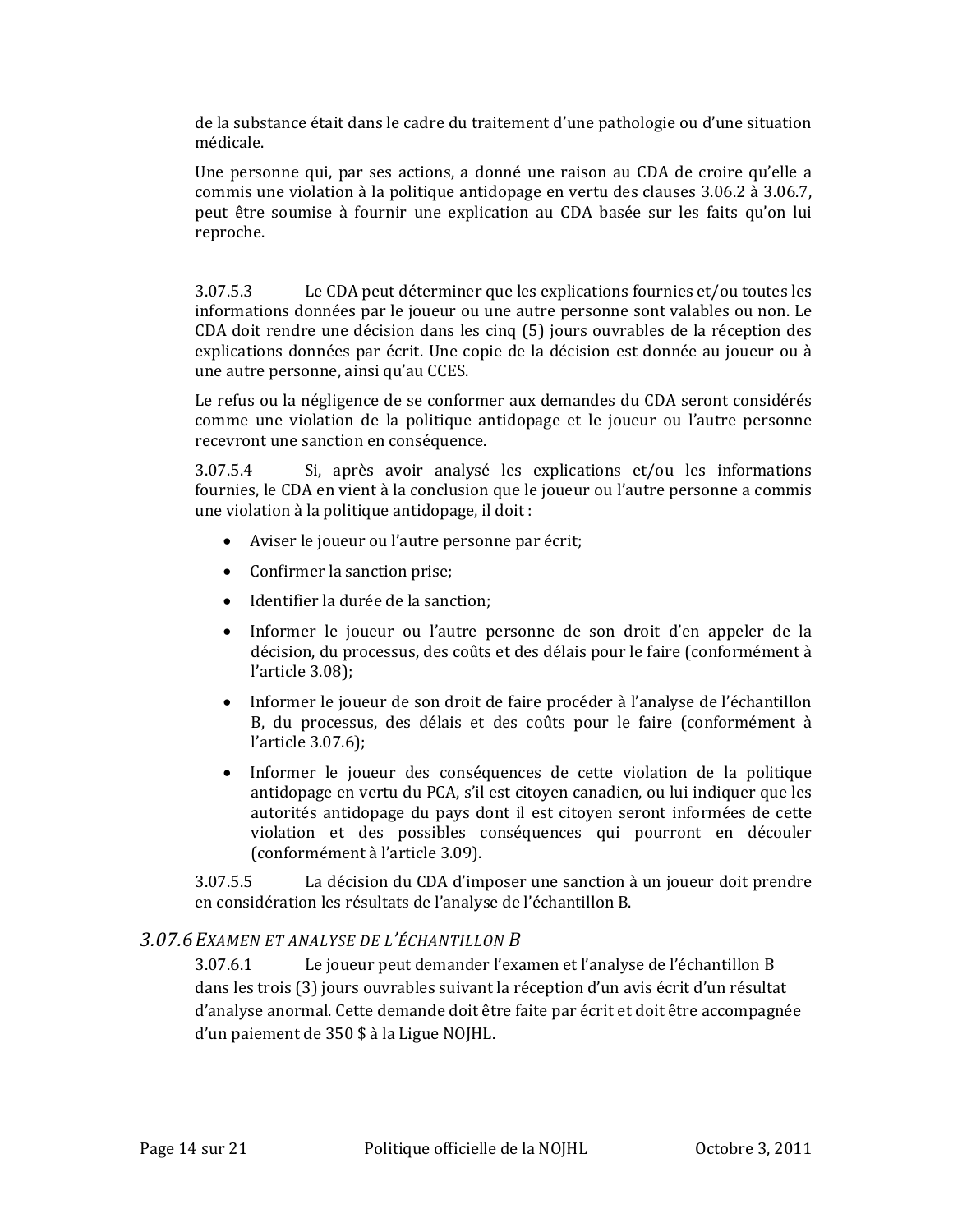de la substance était dans le cadre du traitement d'une pathologie ou d'une situation médicale.

Une personne qui, par ses actions, a donné une raison au CDA de croire qu'elle a commis une violation à la politique antidopage en vertu des clauses 3.06.2 à 3.06.7, peut être soumise à fournir une explication au CDA basée sur les faits qu'on lui reproche.

3.07.5.3 Le CDA peut déterminer que les explications fournies et/ou toutes les informations données par le joueur ou une autre personne sont valables ou non. Le CDA doit rendre une décision dans les cinq (5) jours ouvrables de la réception des explications données par écrit. Une copie de la décision est donnée au joueur ou à une autre personne, ainsi qu'au CCES.

Le refus ou la négligence de se conformer aux demandes du CDA seront considérés comme une violation de la politique antidopage et le joueur ou l'autre personne recevront une sanction en conséquence.

3.07.5.4 Si, après avoir analysé les explications et/ou les informations fournies, le CDA en vient à la conclusion que le joueur ou l'autre personne a commis une violation à la politique antidopage, il doit :

- Aviser le joueur ou l'autre personne par écrit;
- Confirmer la sanction prise;
- Identifier la durée de la sanction;
- Informer le joueur ou l'autre personne de son droit d'en appeler de la décision, du processus, des coûts et des délais pour le faire (conformément à l'article 3.08);
- Informer le joueur de son droit de faire procéder à l'analyse de l'échantillon B, du processus, des délais et des coûts pour le faire (conformément à l'article 3.07.6);
- Informer le joueur des conséquences de cette violation de la politique antidopage en vertu du PCA, s'il est citoyen canadien, ou lui indiquer que les autorités antidopage du pays dont il est citoyen seront informées de cette violation et des possibles conséquences qui pourront en découler (conformément à l'article 3.09).

3.07.5.5 La décision du CDA d'imposer une sanction à un joueur doit prendre en considération les résultats de l'analyse de l'échantillon B.

### *3.07.6 Examen et analyse de l'échantillon B*

3.07.6.1 Le joueur peut demander l'examen et l'analyse de l'échantillon B dans les trois (3) jours ouvrables suivant la réception d'un avis écrit d'un résultat d'analyse anormal. Cette demande doit être faite par écrit et doit être accompagnée d'un paiement de 350 $ à la Ligue NOJHL.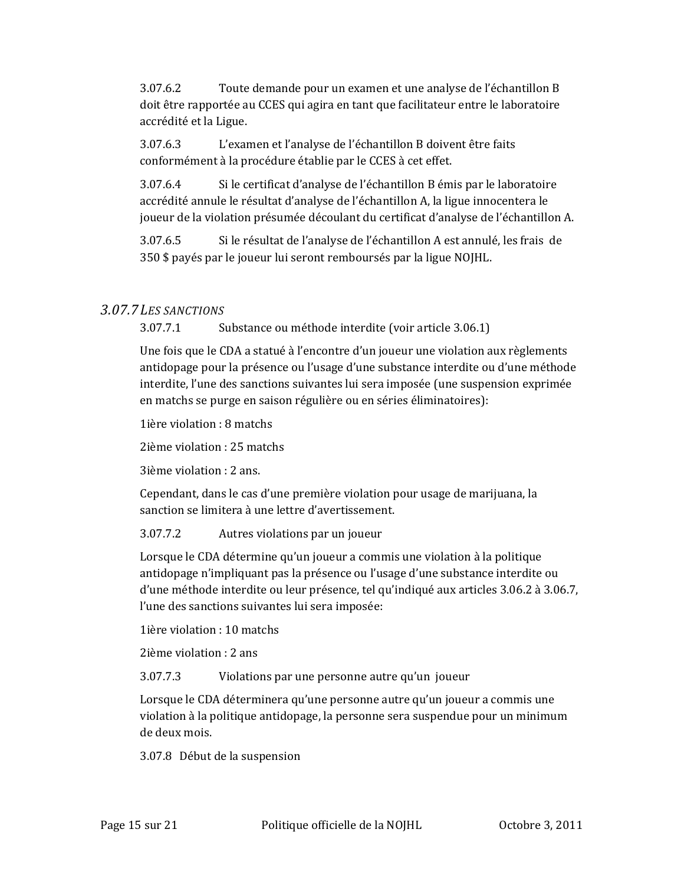3.07.6.2 Toute demande pour un examen et une analyse de l'échantillon B doit être rapportée au CCES qui agira en tant que facilitateur entre le laboratoire accrédité et la Ligue.

3.07.6.3 L'examen et l'analyse de l'échantillon B doivent être faits conformément à la procédure établie par le CCES à cet effet.

3.07.6.4 Si le certificat d'analyse de l'échantillon B émis par le laboratoire accrédité annule le résultat d'analyse de l'échantillon A, la ligue innocentera le joueur de la violation présumée découlant du certificat d'analyse de l'échantillon A.

3.07.6.5 Si le résultat de l'analyse de l'échantillon A est annulé, les frais de 350 $ payés par le joueur lui seront remboursés par la ligue NOJHL.

### *3.07.7 Les sanctions*

3.07.7.1 Substance ou méthode interdite (voir article 3.06.1)

Une fois que le CDA a statué à l'encontre d'un joueur une violation aux règlements antidopage pour la présence ou l'usage d'une substance interdite ou d'une méthode interdite, l'une des sanctions suivantes lui sera imposée (une suspension exprimée en matchs se purge en saison régulière ou en séries éliminatoires):

1ière violation : 8 matchs

2ième violation : 25 matchs

3ième violation : 2 ans.

Cependant, dans le cas d'une première violation pour usage de marijuana, la sanction se limitera à une lettre d'avertissement.

3.07.7.2 Autres violations par un joueur

Lorsque le CDA détermine qu'un joueur a commis une violation à la politique antidopage n'impliquant pas la présence ou l'usage d'une substance interdite ou d'une méthode interdite ou leur présence, tel qu'indiqué aux articles 3.06.2 à 3.06.7, l'une des sanctions suivantes lui sera imposée:

1ière violation : 10 matchs

2ième violation : 2 ans

3.07.7.3 Violations par une personne autre qu'un joueur

Lorsque le CDA déterminera qu'une personne autre qu'un joueur a commis une violation à la politique antidopage, la personne sera suspendue pour un minimum de deux mois.

3.07.8 Début de la suspension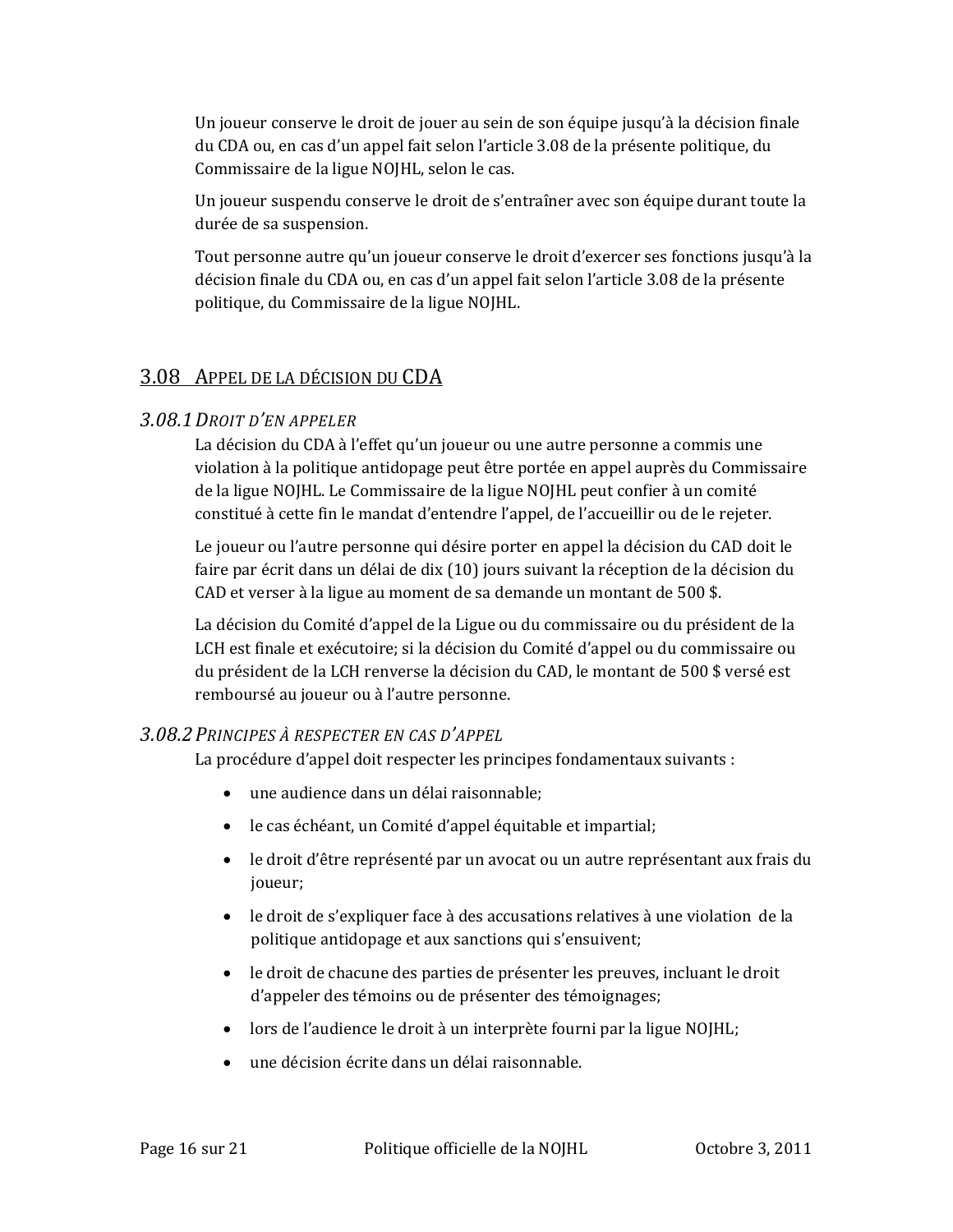Un joueur conserve le droit de jouer au sein de son équipe jusqu'à la décision finale du CDA ou, en cas d'un appel fait selon l'article 3.08 de la présente politique, du Commissaire de la ligue NOJHL, selon le cas.

Un joueur suspendu conserve le droit de s'entraîner avec son équipe durant toute la durée de sa suspension.

Tout personne autre qu'un joueur conserve le droit d'exercer ses fonctions jusqu'à la décision finale du CDA ou, en cas d'un appel fait selon l'article 3.08 de la présente politique, du Commissaire de la ligue NOJHL.

## 3.08 Appel de la décision du CDA

### 3.08.1 *Droit d'en appeler*

La décision du CDA à l'effet qu'un joueur ou une autre personne a commis une violation à la politique antidopage peut être portée en appel auprès du Commissaire de la ligue NOJHL. Le Commissaire de la ligue NOJHL peut confier à un comité constitué à cette fin le mandat d'entendre l'appel, de l'accueillir ou de le rejeter.

Le joueur ou l'autre personne qui désire porter en appel la décision du CAD doit le faire par écrit dans un délai de dix (10) jours suivant la réception de la décision du CAD et verser à la ligue au moment de sa demande un montant de 500 $.

La décision du Comité d'appel de la Ligue ou du commissaire ou du président de la LCH est finale et exécutoire; si la décision du Comité d'appel ou du commissaire ou du président de la LCH renverse la décision du CAD, le montant de 500 $ versé est remboursé au joueur ou à l'autre personne.

### 3.08.2 *Principes à respecter en cas d'appel*

La procédure d'appel doit respecter les principes fondamentaux suivants :

- une audience dans un délai raisonnable;
- le cas échéant, un Comité d'appel équitable et impartial;
- le droit d'être représenté par un avocat ou un autre représentant aux frais du joueur;
- le droit de s'expliquer face à des accusations relatives à une violation de la politique antidopage et aux sanctions qui s'ensuivent;
- le droit de chacune des parties de présenter les preuves, incluant le droit d'appeler des témoins ou de présenter des témoignages;
- lors de l'audience le droit à un interprète fourni par la ligue NOJHL;
- une décision écrite dans un délai raisonnable.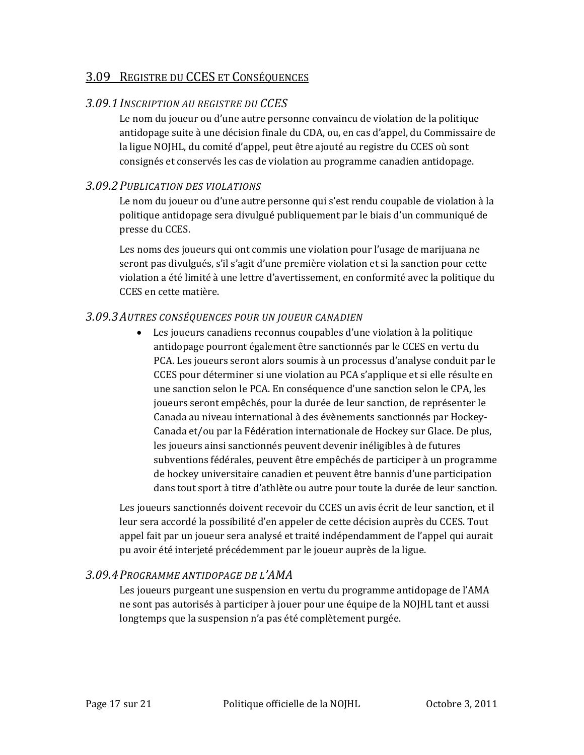## 3.09 Registre du CCES et Conséquences

### *3.09.1 Inscription au registre du CCES*

Le nom du joueur ou d'une autre personne convaincu de violation de la politique antidopage suite à une décision finale du CDA, ou, en cas d'appel, du Commissaire de la ligue NOJHL, du comité d'appel, peut être ajouté au registre du CCES où sont consignés et conservés les cas de violation au programme canadien antidopage.

### *3.09.2 Publication des violations*

Le nom du joueur ou d'une autre personne qui s'est rendu coupable de violation à la politique antidopage sera divulgué publiquement par le biais d'un communiqué de presse du CCES.

Les noms des joueurs qui ont commis une violation pour l'usage de marijuana ne seront pas divulgués, s'il s'agit d'une première violation et si la sanction pour cette violation a été limité à une lettre d'avertissement, en conformité avec la politique du CCES en cette matière.

### *3.09.3 Autres conséquences pour un joueur canadien*

- Les joueurs canadiens reconnus coupables d'une violation à la politique antidopage pourront également être sanctionnés par le CCES en vertu du PCA. Les joueurs seront alors soumis à un processus d'analyse conduit par le CCES pour déterminer si une violation au PCA s'applique et si elle résulte en une sanction selon le PCA. En conséquence d'une sanction selon le CPA, les joueurs seront empêchés, pour la durée de leur sanction, de représenter le Canada au niveau international à des évènements sanctionnés par Hockey-Canada et/ou par la Fédération internationale de Hockey sur Glace. De plus, les joueurs ainsi sanctionnés peuvent devenir inéligibles à de futures subventions fédérales, peuvent être empêchés de participer à un programme de hockey universitaire canadien et peuvent être bannis d'une participation dans tout sport à titre d'athlète ou autre pour toute la durée de leur sanction.

Les joueurs sanctionnés doivent recevoir du CCES un avis écrit de leur sanction, et il leur sera accordé la possibilité d'en appeler de cette décision auprès du CCES. Tout appel fait par un joueur sera analysé et traité indépendamment de l'appel qui aurait pu avoir été interjeté précédemment par le joueur auprès de la ligue.

### *3.09.4 Programme antidopage de l'AMA*

Les joueurs purgeant une suspension en vertu du programme antidopage de l'AMA ne sont pas autorisés à participer à jouer pour une équipe de la NOJHL tant et aussi longtemps que la suspension n'a pas été complètement purgée.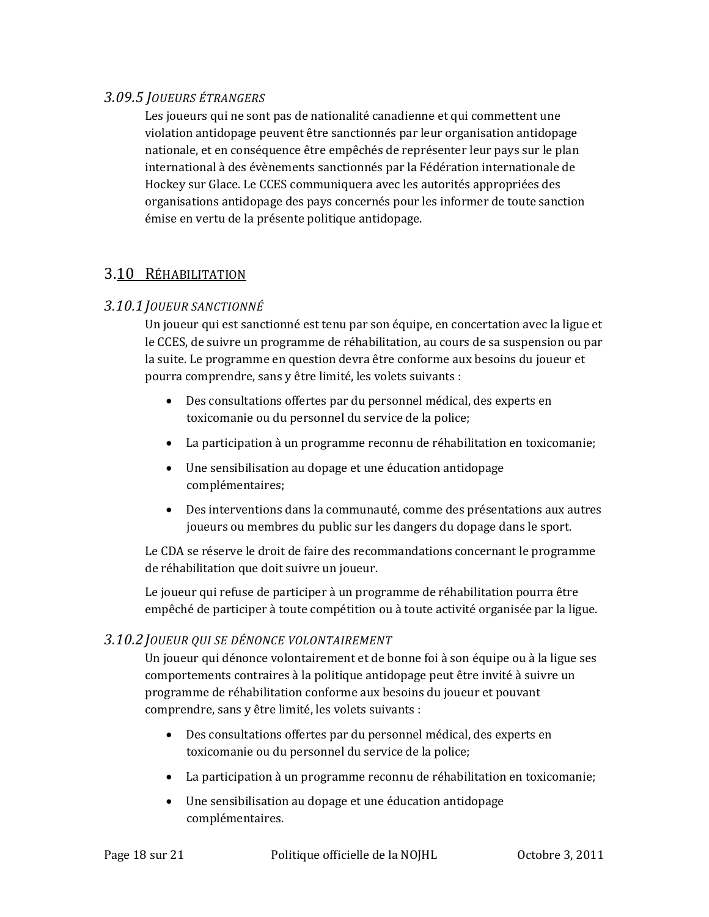### *3.09.5 Joueurs étrangers*

Les joueurs qui ne sont pas de nationalité canadienne et qui commettent une violation antidopage peuvent être sanctionnés par leur organisation antidopage nationale, et en conséquence être empêchés de représenter leur pays sur le plan international à des évènements sanctionnés par la Fédération internationale de Hockey sur Glace. Le CCES communiquera avec les autorités appropriées des organisations antidopage des pays concernés pour les informer de toute sanction émise en vertu de la présente politique antidopage.

## 3.10 Réhabilitation

### *3.10.1 Joueur sanctionné*

Un joueur qui est sanctionné est tenu par son équipe, en concertation avec la ligue et le CCES, de suivre un programme de réhabilitation, au cours de sa suspension ou par la suite. Le programme en question devra être conforme aux besoins du joueur et pourra comprendre, sans y être limité, les volets suivants :

- Des consultations offertes par du personnel médical, des experts en toxicomanie ou du personnel du service de la police;
- La participation à un programme reconnu de réhabilitation en toxicomanie;
- Une sensibilisation au dopage et une éducation antidopage complémentaires;
- Des interventions dans la communauté, comme des présentations aux autres joueurs ou membres du public sur les dangers du dopage dans le sport.

Le CDA se réserve le droit de faire des recommandations concernant le programme de réhabilitation que doit suivre un joueur.

Le joueur qui refuse de participer à un programme de réhabilitation pourra être empêché de participer à toute compétition ou à toute activité organisée par la ligue.

### *3.10.2 Joueur qui se dénonce volontairement*

Un joueur qui dénonce volontairement et de bonne foi à son équipe ou à la ligue ses comportements contraires à la politique antidopage peut être invité à suivre un programme de réhabilitation conforme aux besoins du joueur et pouvant comprendre, sans y être limité, les volets suivants :

- Des consultations offertes par du personnel médical, des experts en toxicomanie ou du personnel du service de la police;
- La participation à un programme reconnu de réhabilitation en toxicomanie;
- Une sensibilisation au dopage et une éducation antidopage complémentaires.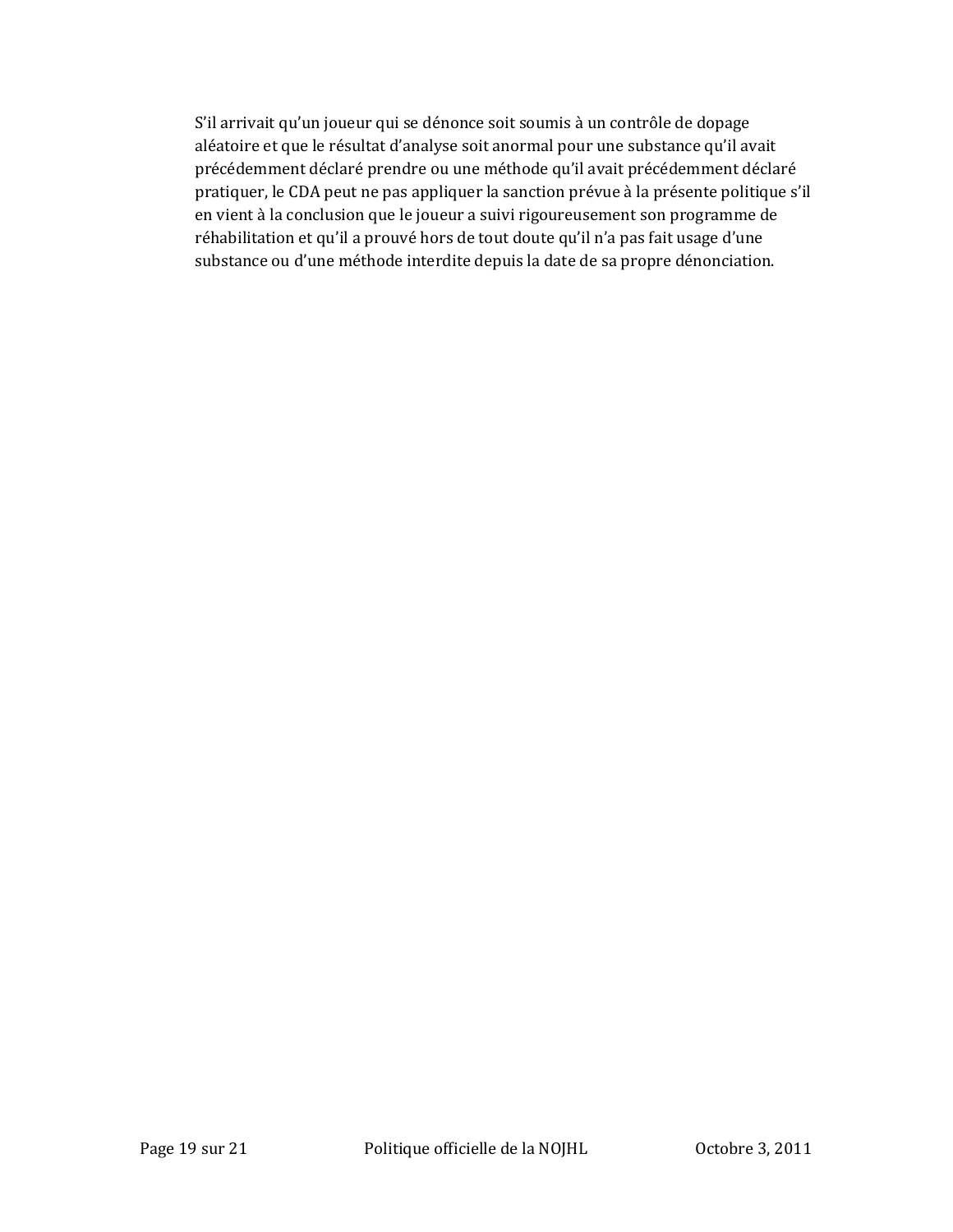S'il arrivait qu'un joueur qui se dénonce soit soumis à un contrôle de dopage aléatoire et que le résultat d'analyse soit anormal pour une substance qu'il avait précédemment déclaré prendre ou une méthode qu'il avait précédemment déclaré pratiquer, le CDA peut ne pas appliquer la sanction prévue à la présente politique s'il en vient à la conclusion que le joueur a suivi rigoureusement son programme de réhabilitation et qu'il a prouvé hors de tout doute qu'il n'a pas fait usage d'une substance ou d'une méthode interdite depuis la date de sa propre dénonciation.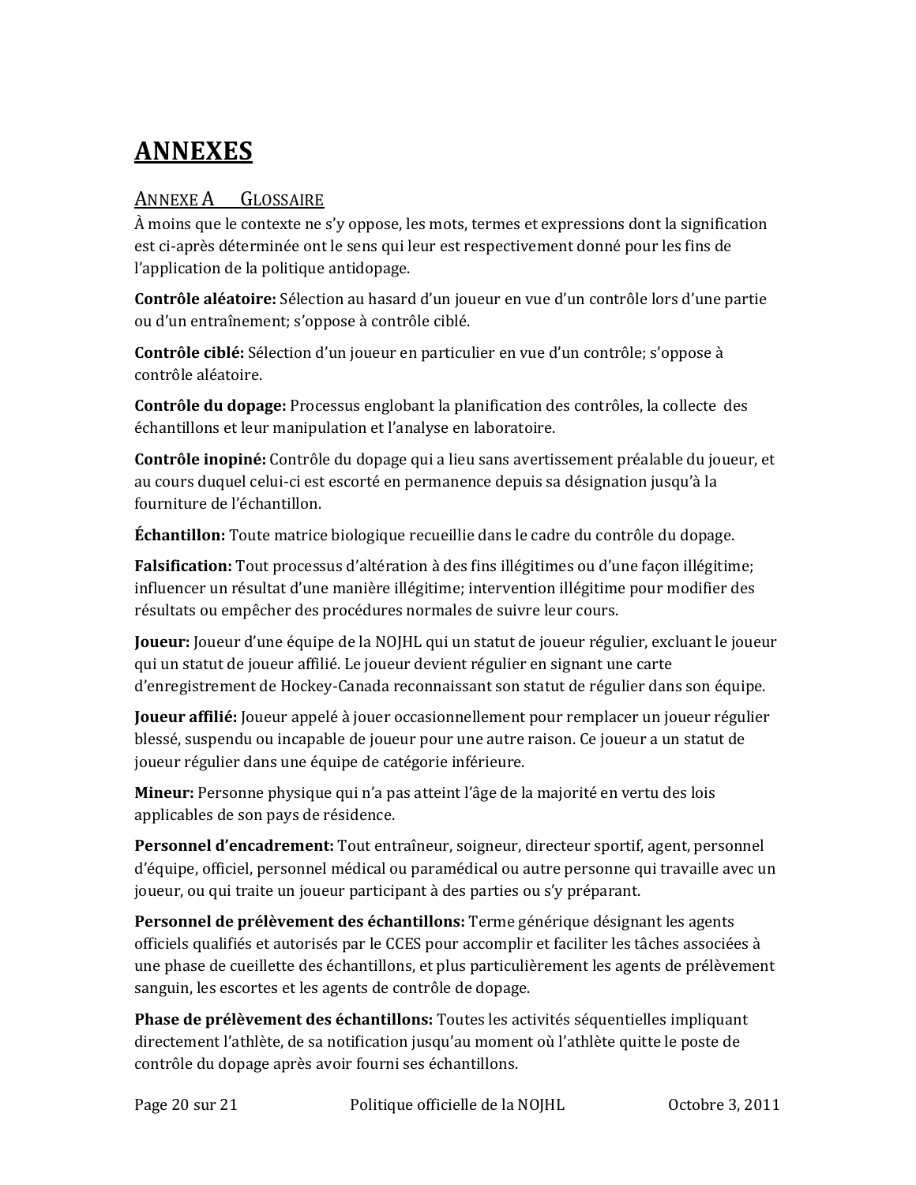# ANNEXES

## ANNEXE A GLOSSAIRE

À moins que le contexte ne s'y oppose, les mots, termes et expressions dont la signification est ci-après déterminée ont le sens qui leur est respectivement donné pour les fins de l'application de la politique antidopage.

**Contrôle aléatoire:** Sélection au hasard d'un joueur en vue d'un contrôle lors d'une partie ou d'un entraînement; s'oppose à contrôle ciblé.

**Contrôle ciblé:** Sélection d'un joueur en particulier en vue d'un contrôle; s'oppose à contrôle aléatoire.

**Contrôle du dopage:** Processus englobant la planification des contrôles, la collecte des échantillons et leur manipulation et l'analyse en laboratoire.

**Contrôle inopiné:** Contrôle du dopage qui a lieu sans avertissement préalable du joueur, et au cours duquel celui-ci est escorté en permanence depuis sa désignation jusqu'à la fourniture de l'échantillon.

**Échantillon:** Toute matrice biologique recueillie dans le cadre du contrôle du dopage.

**Falsification:** Tout processus d'altération à des fins illégitimes ou d'une façon illégitime; influencer un résultat d'une manière illégitime; intervention illégitime pour modifier des résultats ou empêcher des procédures normales de suivre leur cours.

**Joueur:** Joueur d'une équipe de la NOJHL qui un statut de joueur régulier, excluant le joueur qui un statut de joueur affilié. Le joueur devient régulier en signant une carte d'enregistrement de Hockey-Canada reconnaissant son statut de régulier dans son équipe.

**Joueur affilié:** Joueur appelé à jouer occasionnellement pour remplacer un joueur régulier blessé, suspendu ou incapable de joueur pour une autre raison. Ce joueur a un statut de joueur régulier dans une équipe de catégorie inférieure.

**Mineur:** Personne physique qui n'a pas atteint l'âge de la majorité en vertu des lois applicables de son pays de résidence.

**Personnel d'encadrement:** Tout entraîneur, soigneur, directeur sportif, agent, personnel d'équipe, officiel, personnel médical ou paramédical ou autre personne qui travaille avec un joueur, ou qui traite un joueur participant à des parties ou s'y préparant.

**Personnel de prélèvement des échantillons:** Terme générique désignant les agents officiels qualifiés et autorisés par le CCES pour accomplir et faciliter les tâches associées à une phase de cueillette des échantillons, et plus particulièrement les agents de prélèvement sanguin, les escortes et les agents de contrôle de dopage.

**Phase de prélèvement des échantillons:** Toutes les activités séquentielles impliquant directement l'athlète, de sa notification jusqu'au moment où l'athlète quitte le poste de contrôle du dopage après avoir fourni ses échantillons.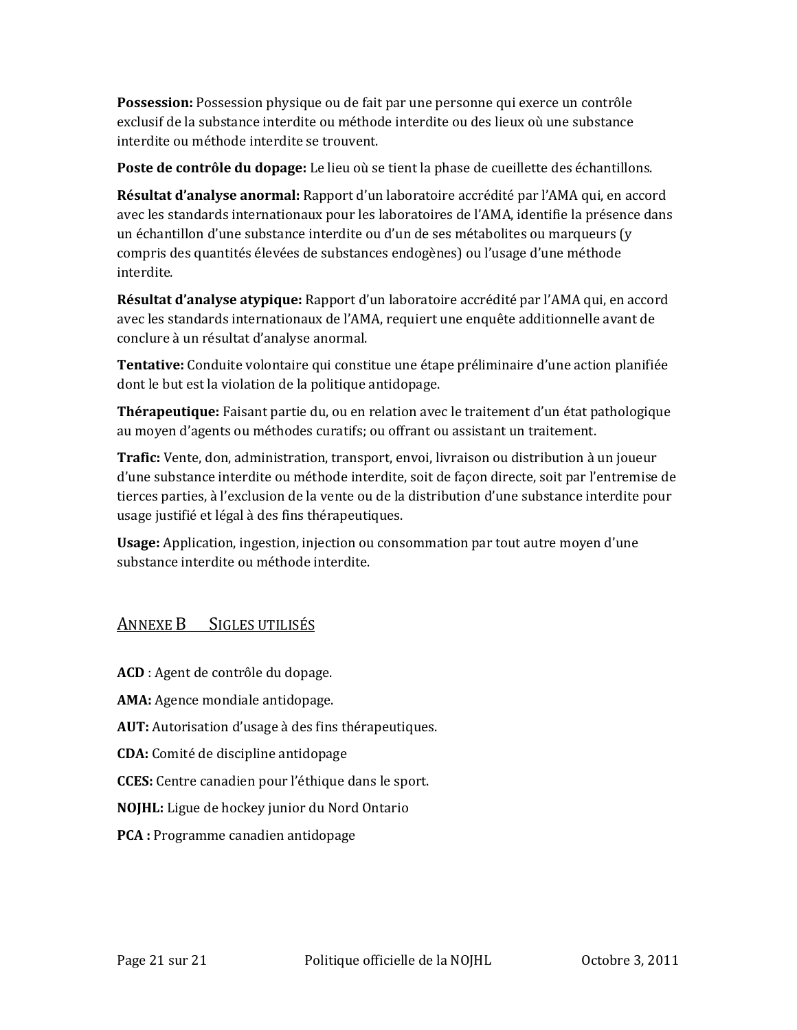**Possession:** Possession physique ou de fait par une personne qui exerce un contrôle exclusif de la substance interdite ou méthode interdite ou des lieux où une substance interdite ou méthode interdite se trouvent.

**Poste de contrôle du dopage:** Le lieu où se tient la phase de cueillette des échantillons.

**Résultat d'analyse anormal:** Rapport d'un laboratoire accrédité par l'AMA qui, en accord avec les standards internationaux pour les laboratoires de l'AMA, identifie la présence dans un échantillon d'une substance interdite ou d'un de ses métabolites ou marqueurs (y compris des quantités élevées de substances endogènes) ou l'usage d'une méthode interdite.

**Résultat d'analyse atypique:** Rapport d'un laboratoire accrédité par l'AMA qui, en accord avec les standards internationaux de l'AMA, requiert une enquête additionnelle avant de conclure à un résultat d'analyse anormal.

**Tentative:** Conduite volontaire qui constitue une étape préliminaire d'une action planifiée dont le but est la violation de la politique antidopage.

**Thérapeutique:** Faisant partie du, ou en relation avec le traitement d'un état pathologique au moyen d'agents ou méthodes curatifs; ou offrant ou assistant un traitement.

**Trafic:** Vente, don, administration, transport, envoi, livraison ou distribution à un joueur d'une substance interdite ou méthode interdite, soit de façon directe, soit par l'entremise de tierces parties, à l'exclusion de la vente ou de la distribution d'une substance interdite pour usage justifié et légal à des fins thérapeutiques.

**Usage:** Application, ingestion, injection ou consommation par tout autre moyen d'une substance interdite ou méthode interdite.

## ANNEXE B SIGLES UTILISÉS

**ACD** : Agent de contrôle du dopage.

**AMA:** Agence mondiale antidopage.

**AUT:** Autorisation d'usage à des fins thérapeutiques.

**CDA:** Comité de discipline antidopage

**CCES:** Centre canadien pour l'éthique dans le sport.

**NOJHL:** Ligue de hockey junior du Nord Ontario

**PCA :** Programme canadien antidopage